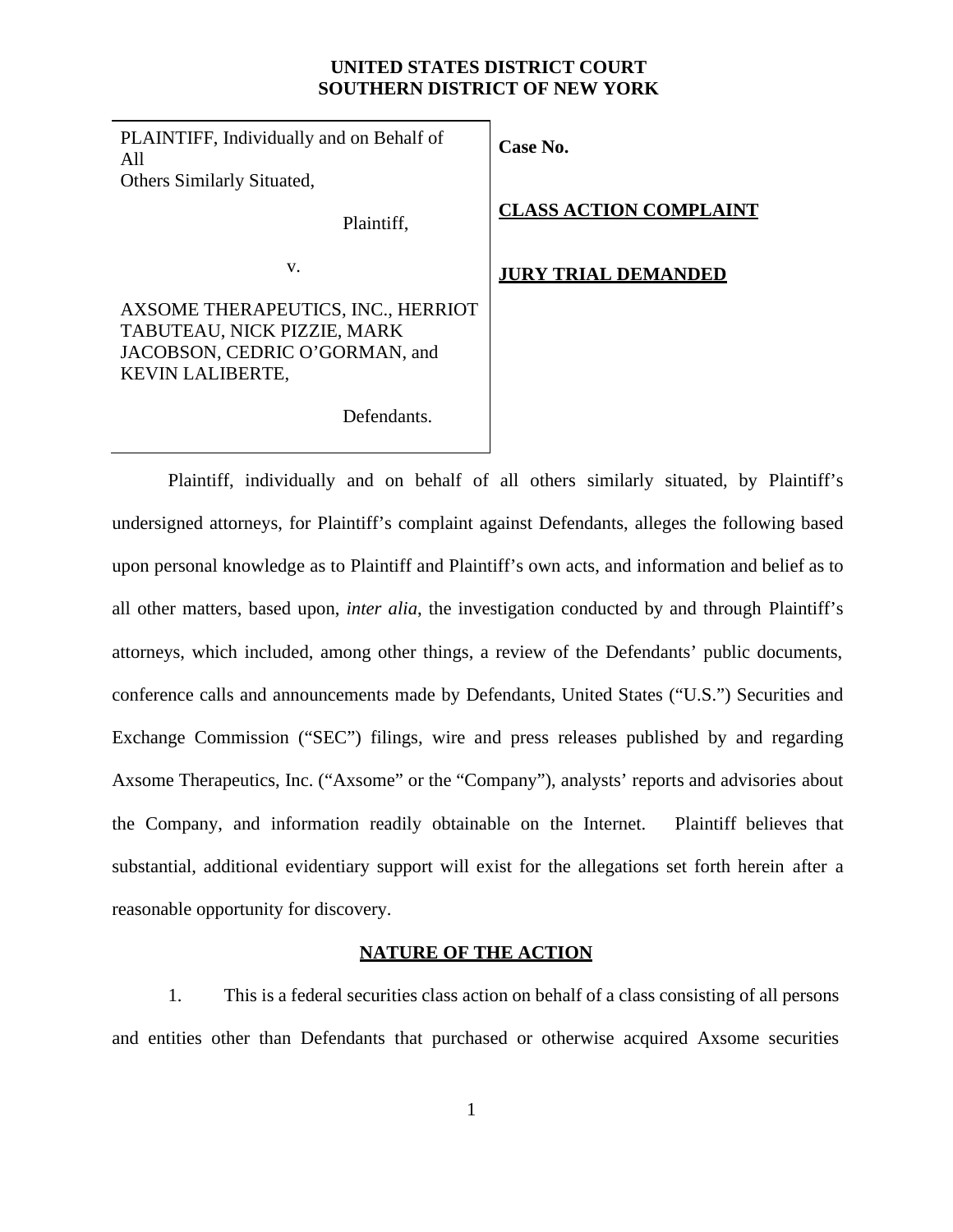**UNITED STATES DISTRICT COURT**
**SOUTHERN DISTRICT OF NEW YORK**

| | |
|---|---|
| PLAINTIFF, Individually and on Behalf of All Others Similarly Situated,<br><br>Plaintiff,<br><br>v.<br><br>AXSOME THERAPEUTICS, INC., HERRIOT TABUTEAU, NICK PIZZIE, MARK JACOBSON, CEDRIC O'GORMAN, and KEVIN LALIBERTE,<br><br>Defendants. | **Case No.**<br><br>**CLASS ACTION COMPLAINT**<br><br>**JURY TRIAL DEMANDED** |

Plaintiff, individually and on behalf of all others similarly situated, by Plaintiff's undersigned attorneys, for Plaintiff's complaint against Defendants, alleges the following based upon personal knowledge as to Plaintiff and Plaintiff's own acts, and information and belief as to all other matters, based upon, *inter alia*, the investigation conducted by and through Plaintiff's attorneys, which included, among other things, a review of the Defendants' public documents, conference calls and announcements made by Defendants, United States ("U.S.") Securities and Exchange Commission ("SEC") filings, wire and press releases published by and regarding Axsome Therapeutics, Inc. ("Axsome" or the "Company"), analysts' reports and advisories about the Company, and information readily obtainable on the Internet. Plaintiff believes that substantial, additional evidentiary support will exist for the allegations set forth herein after a reasonable opportunity for discovery.

## NATURE OF THE ACTION

1. This is a federal securities class action on behalf of a class consisting of all persons and entities other than Defendants that purchased or otherwise acquired Axsome securities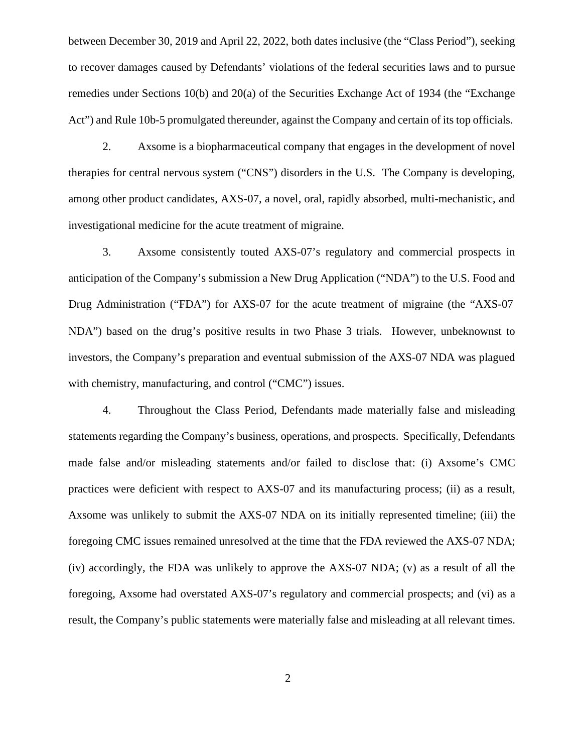between December 30, 2019 and April 22, 2022, both dates inclusive (the "Class Period"), seeking to recover damages caused by Defendants' violations of the federal securities laws and to pursue remedies under Sections 10(b) and 20(a) of the Securities Exchange Act of 1934 (the "Exchange Act") and Rule 10b-5 promulgated thereunder, against the Company and certain of its top officials.

2. Axsome is a biopharmaceutical company that engages in the development of novel therapies for central nervous system ("CNS") disorders in the U.S. The Company is developing, among other product candidates, AXS-07, a novel, oral, rapidly absorbed, multi-mechanistic, and investigational medicine for the acute treatment of migraine.

3. Axsome consistently touted AXS-07's regulatory and commercial prospects in anticipation of the Company's submission a New Drug Application ("NDA") to the U.S. Food and Drug Administration ("FDA") for AXS-07 for the acute treatment of migraine (the "AXS-07 NDA") based on the drug's positive results in two Phase 3 trials. However, unbeknownst to investors, the Company's preparation and eventual submission of the AXS-07 NDA was plagued with chemistry, manufacturing, and control ("CMC") issues.

4. Throughout the Class Period, Defendants made materially false and misleading statements regarding the Company's business, operations, and prospects. Specifically, Defendants made false and/or misleading statements and/or failed to disclose that: (i) Axsome's CMC practices were deficient with respect to AXS-07 and its manufacturing process; (ii) as a result, Axsome was unlikely to submit the AXS-07 NDA on its initially represented timeline; (iii) the foregoing CMC issues remained unresolved at the time that the FDA reviewed the AXS-07 NDA; (iv) accordingly, the FDA was unlikely to approve the AXS-07 NDA; (v) as a result of all the foregoing, Axsome had overstated AXS-07's regulatory and commercial prospects; and (vi) as a result, the Company's public statements were materially false and misleading at all relevant times.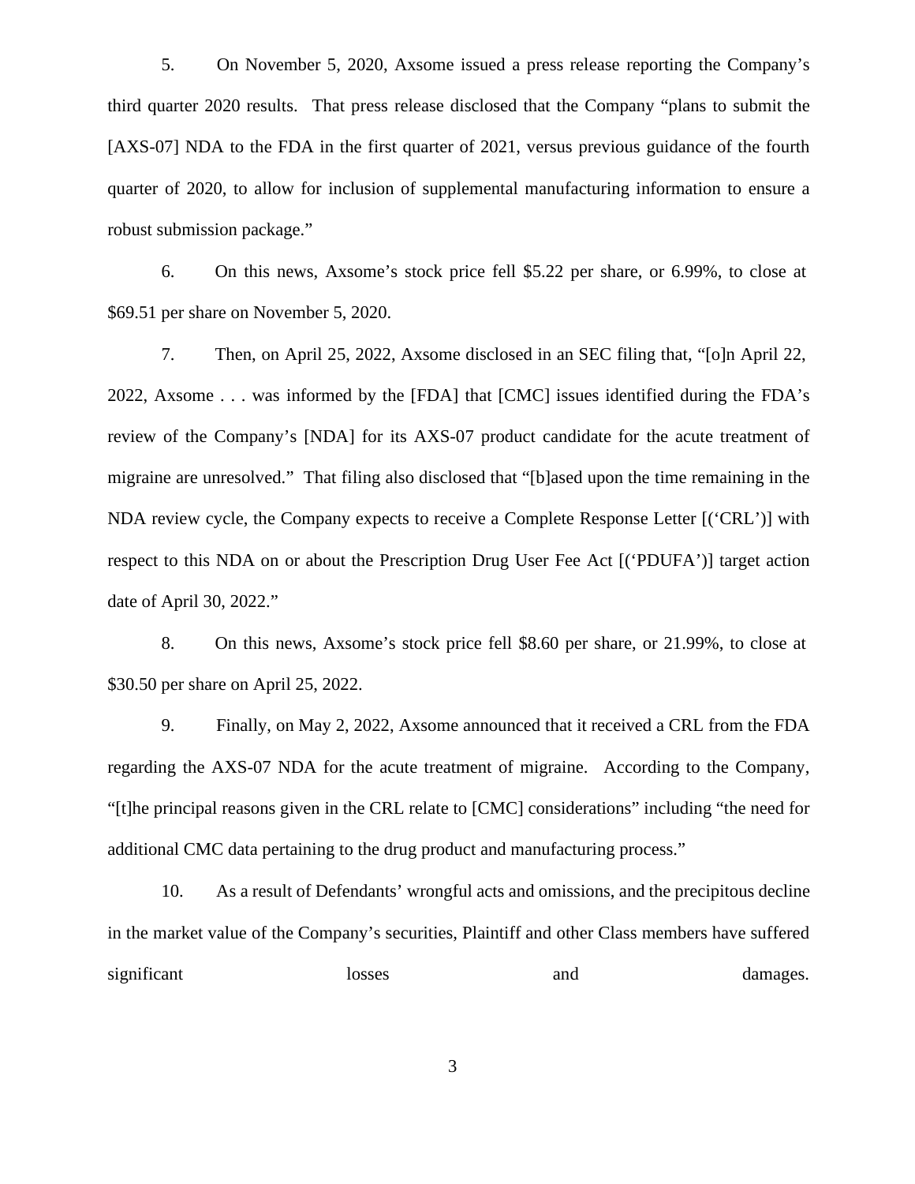5. On November 5, 2020, Axsome issued a press release reporting the Company's third quarter 2020 results. That press release disclosed that the Company "plans to submit the [AXS-07] NDA to the FDA in the first quarter of 2021, versus previous guidance of the fourth quarter of 2020, to allow for inclusion of supplemental manufacturing information to ensure a robust submission package."

6. On this news, Axsome's stock price fell $5.22 per share, or 6.99%, to close at $69.51 per share on November 5, 2020.

7. Then, on April 25, 2022, Axsome disclosed in an SEC filing that, "[o]n April 22, 2022, Axsome . . . was informed by the [FDA] that [CMC] issues identified during the FDA's review of the Company's [NDA] for its AXS-07 product candidate for the acute treatment of migraine are unresolved." That filing also disclosed that "[b]ased upon the time remaining in the NDA review cycle, the Company expects to receive a Complete Response Letter [('CRL')] with respect to this NDA on or about the Prescription Drug User Fee Act [('PDUFA')] target action date of April 30, 2022."

8. On this news, Axsome's stock price fell $8.60 per share, or 21.99%, to close at $30.50 per share on April 25, 2022.

9. Finally, on May 2, 2022, Axsome announced that it received a CRL from the FDA regarding the AXS-07 NDA for the acute treatment of migraine. According to the Company, "[t]he principal reasons given in the CRL relate to [CMC] considerations" including "the need for additional CMC data pertaining to the drug product and manufacturing process."

10. As a result of Defendants' wrongful acts and omissions, and the precipitous decline in the market value of the Company's securities, Plaintiff and other Class members have suffered significant losses and damages.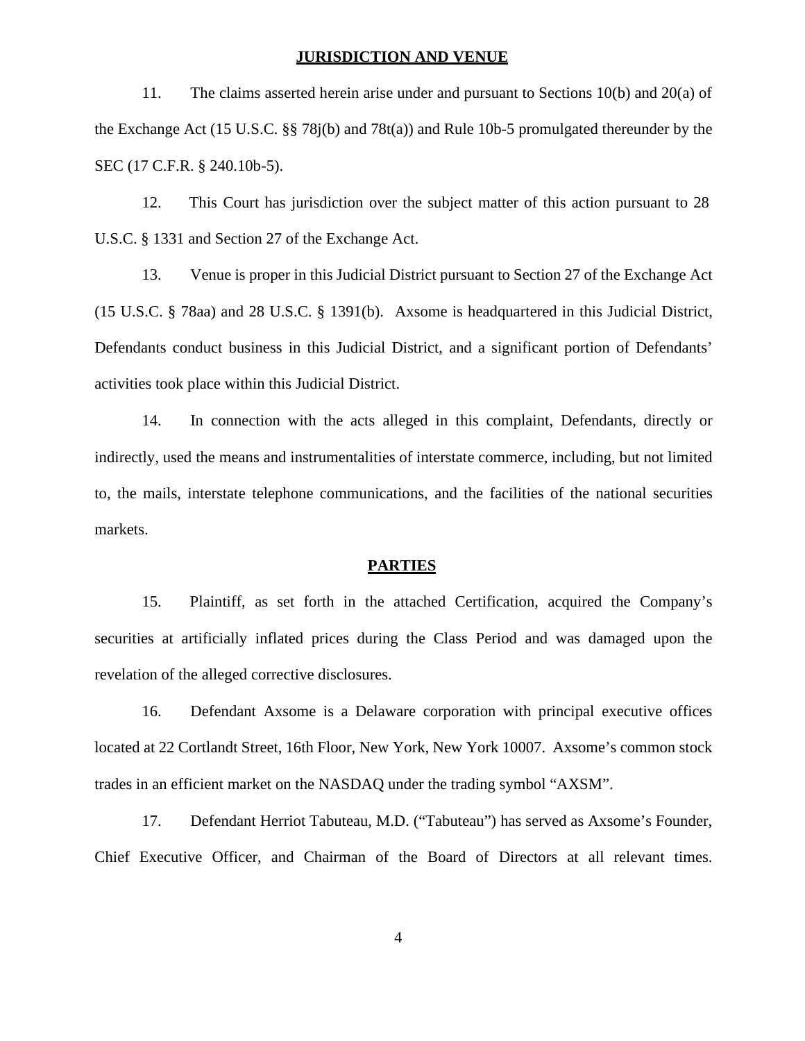## JURISDICTION AND VENUE

11. The claims asserted herein arise under and pursuant to Sections 10(b) and 20(a) of the Exchange Act (15 U.S.C. §§ 78j(b) and 78t(a)) and Rule 10b-5 promulgated thereunder by the SEC (17 C.F.R. § 240.10b-5).

12. This Court has jurisdiction over the subject matter of this action pursuant to 28 U.S.C. § 1331 and Section 27 of the Exchange Act.

13. Venue is proper in this Judicial District pursuant to Section 27 of the Exchange Act (15 U.S.C. § 78aa) and 28 U.S.C. § 1391(b). Axsome is headquartered in this Judicial District, Defendants conduct business in this Judicial District, and a significant portion of Defendants' activities took place within this Judicial District.

14. In connection with the acts alleged in this complaint, Defendants, directly or indirectly, used the means and instrumentalities of interstate commerce, including, but not limited to, the mails, interstate telephone communications, and the facilities of the national securities markets.

## PARTIES

15. Plaintiff, as set forth in the attached Certification, acquired the Company's securities at artificially inflated prices during the Class Period and was damaged upon the revelation of the alleged corrective disclosures.

16. Defendant Axsome is a Delaware corporation with principal executive offices located at 22 Cortlandt Street, 16th Floor, New York, New York 10007. Axsome's common stock trades in an efficient market on the NASDAQ under the trading symbol "AXSM".

17. Defendant Herriot Tabuteau, M.D. ("Tabuteau") has served as Axsome's Founder, Chief Executive Officer, and Chairman of the Board of Directors at all relevant times.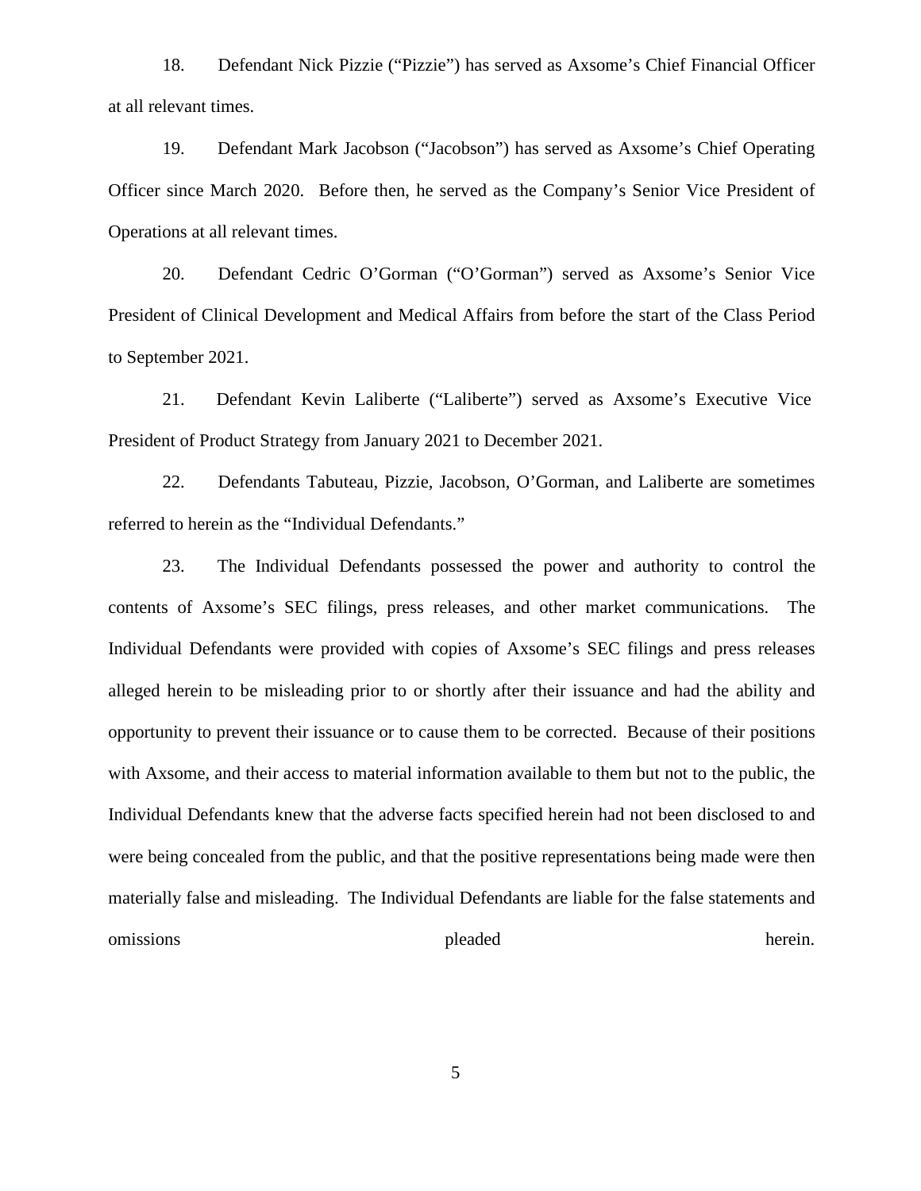18. Defendant Nick Pizzie ("Pizzie") has served as Axsome's Chief Financial Officer at all relevant times.

19. Defendant Mark Jacobson ("Jacobson") has served as Axsome's Chief Operating Officer since March 2020. Before then, he served as the Company's Senior Vice President of Operations at all relevant times.

20. Defendant Cedric O'Gorman ("O'Gorman") served as Axsome's Senior Vice President of Clinical Development and Medical Affairs from before the start of the Class Period to September 2021.

21. Defendant Kevin Laliberte ("Laliberte") served as Axsome's Executive Vice President of Product Strategy from January 2021 to December 2021.

22. Defendants Tabuteau, Pizzie, Jacobson, O'Gorman, and Laliberte are sometimes referred to herein as the "Individual Defendants."

23. The Individual Defendants possessed the power and authority to control the contents of Axsome's SEC filings, press releases, and other market communications. The Individual Defendants were provided with copies of Axsome's SEC filings and press releases alleged herein to be misleading prior to or shortly after their issuance and had the ability and opportunity to prevent their issuance or to cause them to be corrected. Because of their positions with Axsome, and their access to material information available to them but not to the public, the Individual Defendants knew that the adverse facts specified herein had not been disclosed to and were being concealed from the public, and that the positive representations being made were then materially false and misleading. The Individual Defendants are liable for the false statements and omissions pleaded herein.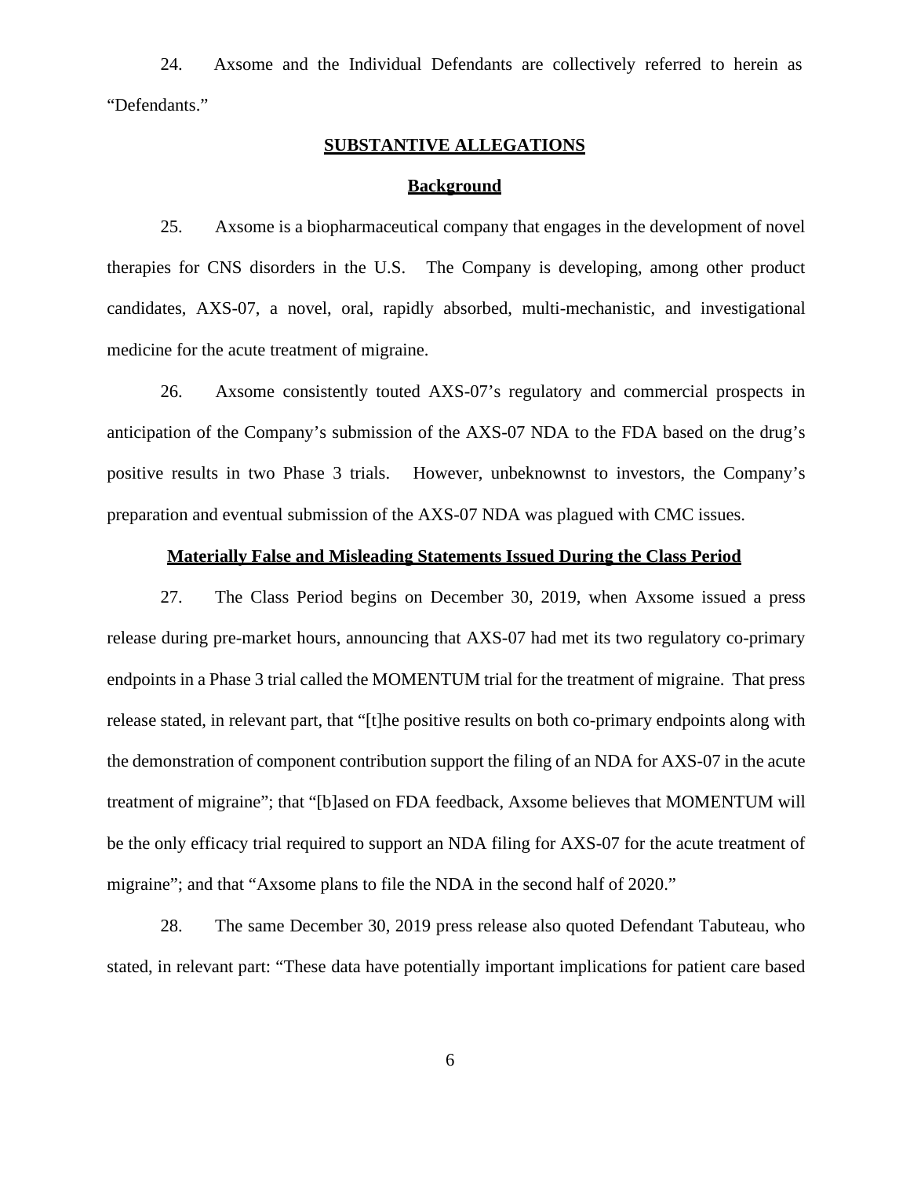24. Axsome and the Individual Defendants are collectively referred to herein as "Defendants."

## SUBSTANTIVE ALLEGATIONS

### Background

25. Axsome is a biopharmaceutical company that engages in the development of novel therapies for CNS disorders in the U.S. The Company is developing, among other product candidates, AXS-07, a novel, oral, rapidly absorbed, multi-mechanistic, and investigational medicine for the acute treatment of migraine.

26. Axsome consistently touted AXS-07's regulatory and commercial prospects in anticipation of the Company's submission of the AXS-07 NDA to the FDA based on the drug's positive results in two Phase 3 trials. However, unbeknownst to investors, the Company's preparation and eventual submission of the AXS-07 NDA was plagued with CMC issues.

### Materially False and Misleading Statements Issued During the Class Period

27. The Class Period begins on December 30, 2019, when Axsome issued a press release during pre-market hours, announcing that AXS-07 had met its two regulatory co-primary endpoints in a Phase 3 trial called the MOMENTUM trial for the treatment of migraine. That press release stated, in relevant part, that "[t]he positive results on both co-primary endpoints along with the demonstration of component contribution support the filing of an NDA for AXS-07 in the acute treatment of migraine"; that "[b]ased on FDA feedback, Axsome believes that MOMENTUM will be the only efficacy trial required to support an NDA filing for AXS-07 for the acute treatment of migraine"; and that "Axsome plans to file the NDA in the second half of 2020."

28. The same December 30, 2019 press release also quoted Defendant Tabuteau, who stated, in relevant part: "These data have potentially important implications for patient care based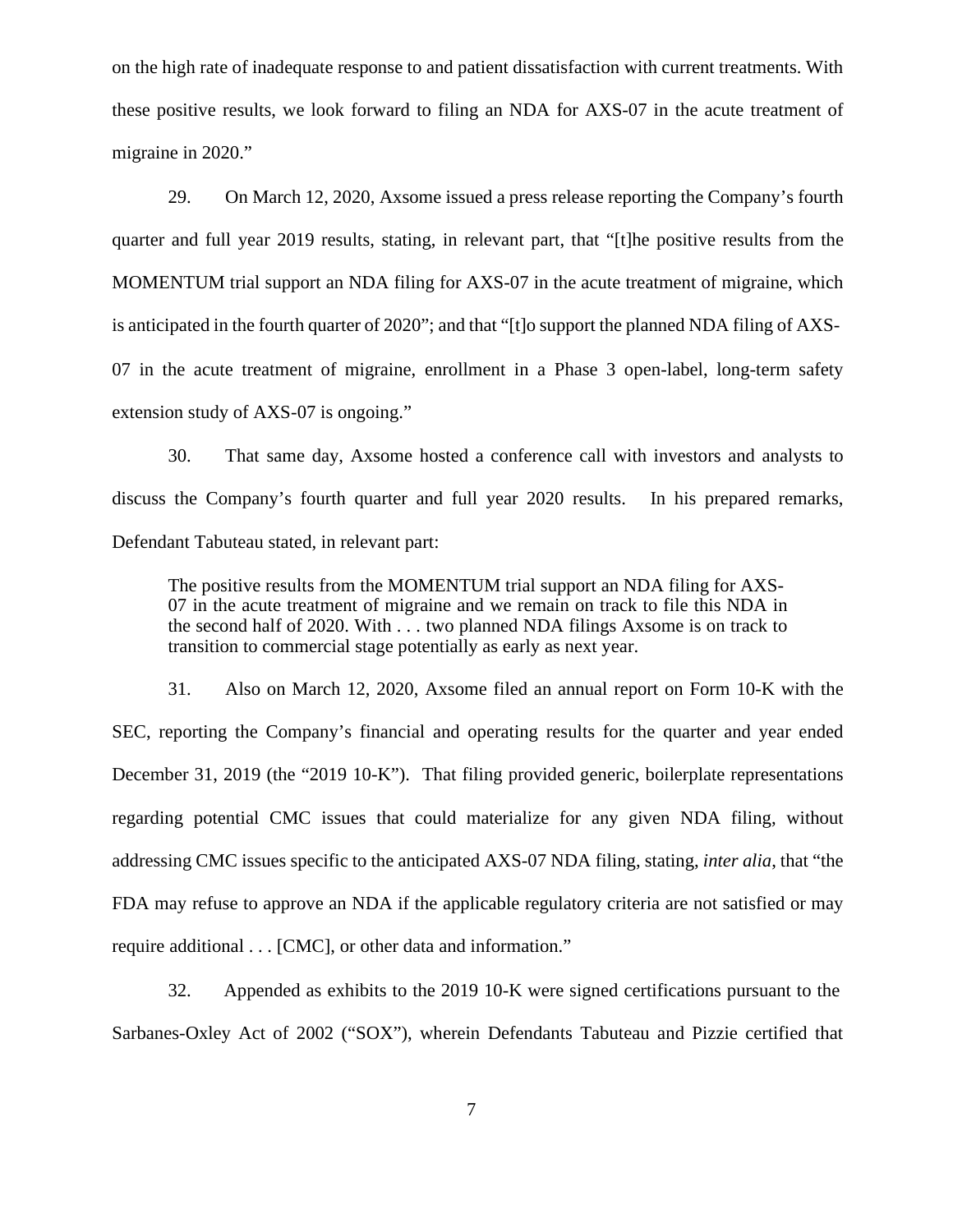on the high rate of inadequate response to and patient dissatisfaction with current treatments. With these positive results, we look forward to filing an NDA for AXS-07 in the acute treatment of migraine in 2020."

29. On March 12, 2020, Axsome issued a press release reporting the Company's fourth quarter and full year 2019 results, stating, in relevant part, that "[t]he positive results from the MOMENTUM trial support an NDA filing for AXS-07 in the acute treatment of migraine, which is anticipated in the fourth quarter of 2020"; and that "[t]o support the planned NDA filing of AXS-07 in the acute treatment of migraine, enrollment in a Phase 3 open-label, long-term safety extension study of AXS-07 is ongoing."

30. That same day, Axsome hosted a conference call with investors and analysts to discuss the Company's fourth quarter and full year 2020 results. In his prepared remarks, Defendant Tabuteau stated, in relevant part:

> The positive results from the MOMENTUM trial support an NDA filing for AXS-07 in the acute treatment of migraine and we remain on track to file this NDA in the second half of 2020. With . . . two planned NDA filings Axsome is on track to transition to commercial stage potentially as early as next year.

31. Also on March 12, 2020, Axsome filed an annual report on Form 10-K with the SEC, reporting the Company's financial and operating results for the quarter and year ended December 31, 2019 (the "2019 10-K"). That filing provided generic, boilerplate representations regarding potential CMC issues that could materialize for any given NDA filing, without addressing CMC issues specific to the anticipated AXS-07 NDA filing, stating, *inter alia*, that "the FDA may refuse to approve an NDA if the applicable regulatory criteria are not satisfied or may require additional . . . [CMC], or other data and information."

32. Appended as exhibits to the 2019 10-K were signed certifications pursuant to the Sarbanes-Oxley Act of 2002 ("SOX"), wherein Defendants Tabuteau and Pizzie certified that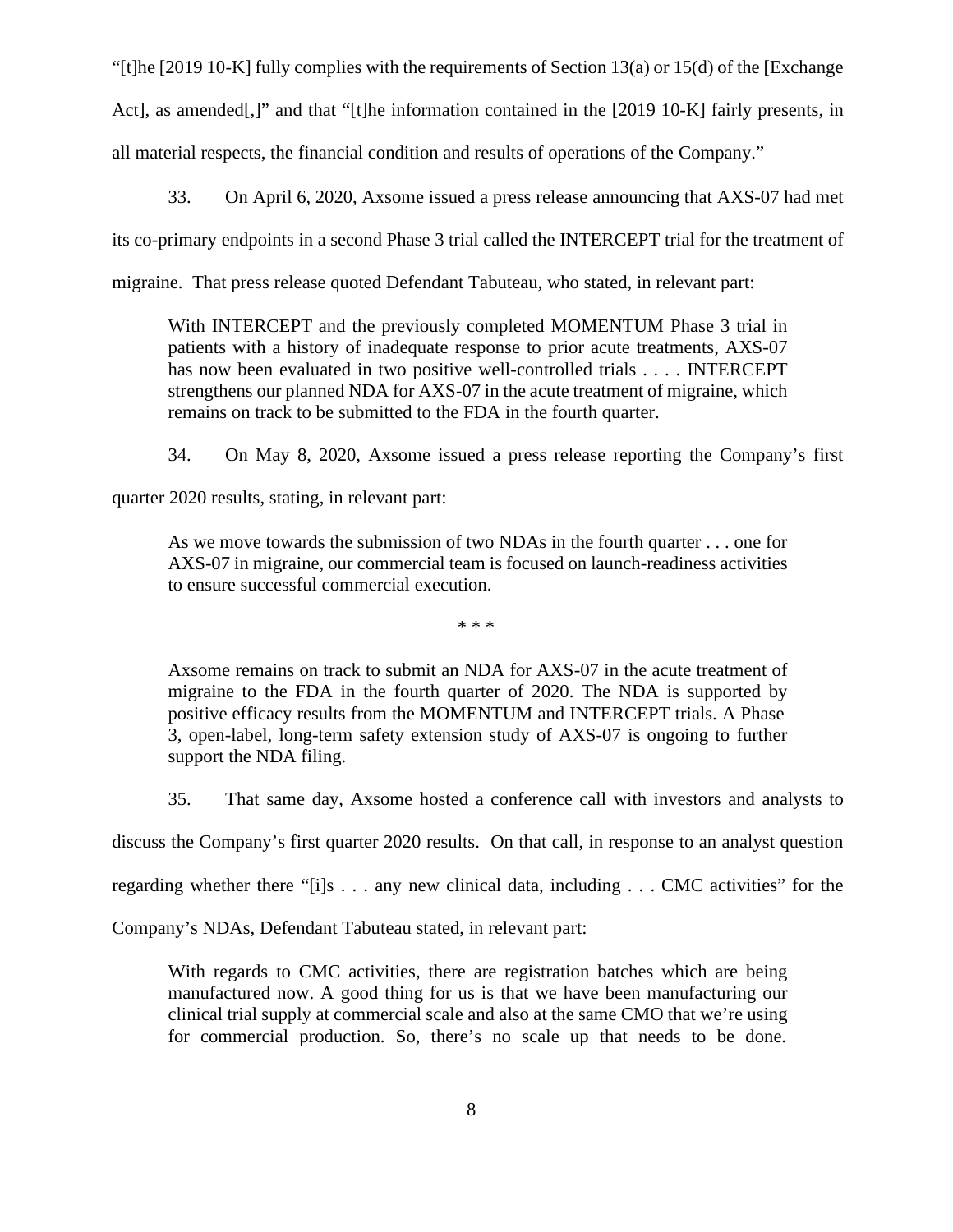"[t]he [2019 10-K] fully complies with the requirements of Section 13(a) or 15(d) of the [Exchange Act], as amended[,]" and that "[t]he information contained in the [2019 10-K] fairly presents, in all material respects, the financial condition and results of operations of the Company."

33. On April 6, 2020, Axsome issued a press release announcing that AXS-07 had met its co-primary endpoints in a second Phase 3 trial called the INTERCEPT trial for the treatment of migraine. That press release quoted Defendant Tabuteau, who stated, in relevant part:

> With INTERCEPT and the previously completed MOMENTUM Phase 3 trial in patients with a history of inadequate response to prior acute treatments, AXS-07 has now been evaluated in two positive well-controlled trials . . . . INTERCEPT strengthens our planned NDA for AXS-07 in the acute treatment of migraine, which remains on track to be submitted to the FDA in the fourth quarter.

34. On May 8, 2020, Axsome issued a press release reporting the Company's first quarter 2020 results, stating, in relevant part:

> As we move towards the submission of two NDAs in the fourth quarter . . . one for AXS-07 in migraine, our commercial team is focused on launch-readiness activities to ensure successful commercial execution.
>
> \* \* \*
>
> Axsome remains on track to submit an NDA for AXS-07 in the acute treatment of migraine to the FDA in the fourth quarter of 2020. The NDA is supported by positive efficacy results from the MOMENTUM and INTERCEPT trials. A Phase 3, open-label, long-term safety extension study of AXS-07 is ongoing to further support the NDA filing.

35. That same day, Axsome hosted a conference call with investors and analysts to discuss the Company's first quarter 2020 results. On that call, in response to an analyst question regarding whether there "[i]s . . . any new clinical data, including . . . CMC activities" for the Company's NDAs, Defendant Tabuteau stated, in relevant part:

> With regards to CMC activities, there are registration batches which are being manufactured now. A good thing for us is that we have been manufacturing our clinical trial supply at commercial scale and also at the same CMO that we're using for commercial production. So, there's no scale up that needs to be done.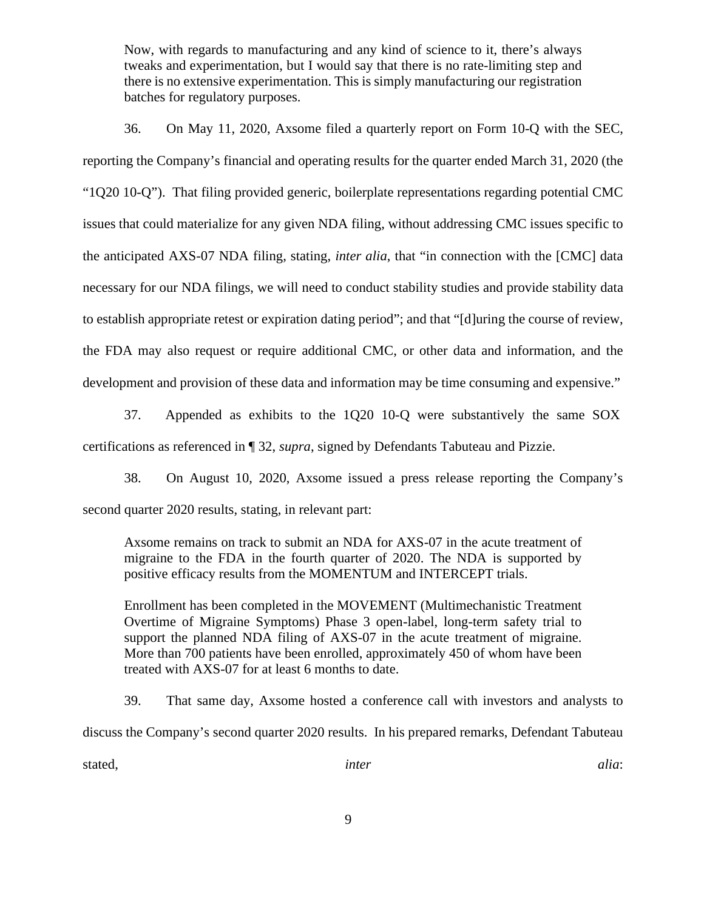> Now, with regards to manufacturing and any kind of science to it, there's always tweaks and experimentation, but I would say that there is no rate-limiting step and there is no extensive experimentation. This is simply manufacturing our registration batches for regulatory purposes.

36. On May 11, 2020, Axsome filed a quarterly report on Form 10-Q with the SEC, reporting the Company's financial and operating results for the quarter ended March 31, 2020 (the "1Q20 10-Q"). That filing provided generic, boilerplate representations regarding potential CMC issues that could materialize for any given NDA filing, without addressing CMC issues specific to the anticipated AXS-07 NDA filing, stating, *inter alia*, that "in connection with the [CMC] data necessary for our NDA filings, we will need to conduct stability studies and provide stability data to establish appropriate retest or expiration dating period"; and that "[d]uring the course of review, the FDA may also request or require additional CMC, or other data and information, and the development and provision of these data and information may be time consuming and expensive."

37. Appended as exhibits to the 1Q20 10-Q were substantively the same SOX certifications as referenced in ¶ 32, *supra*, signed by Defendants Tabuteau and Pizzie.

38. On August 10, 2020, Axsome issued a press release reporting the Company's second quarter 2020 results, stating, in relevant part:

> Axsome remains on track to submit an NDA for AXS-07 in the acute treatment of migraine to the FDA in the fourth quarter of 2020. The NDA is supported by positive efficacy results from the MOMENTUM and INTERCEPT trials.
>
> Enrollment has been completed in the MOVEMENT (Multimechanistic Treatment Overtime of Migraine Symptoms) Phase 3 open-label, long-term safety trial to support the planned NDA filing of AXS-07 in the acute treatment of migraine. More than 700 patients have been enrolled, approximately 450 of whom have been treated with AXS-07 for at least 6 months to date.

39. That same day, Axsome hosted a conference call with investors and analysts to discuss the Company's second quarter 2020 results. In his prepared remarks, Defendant Tabuteau stated, *inter alia*: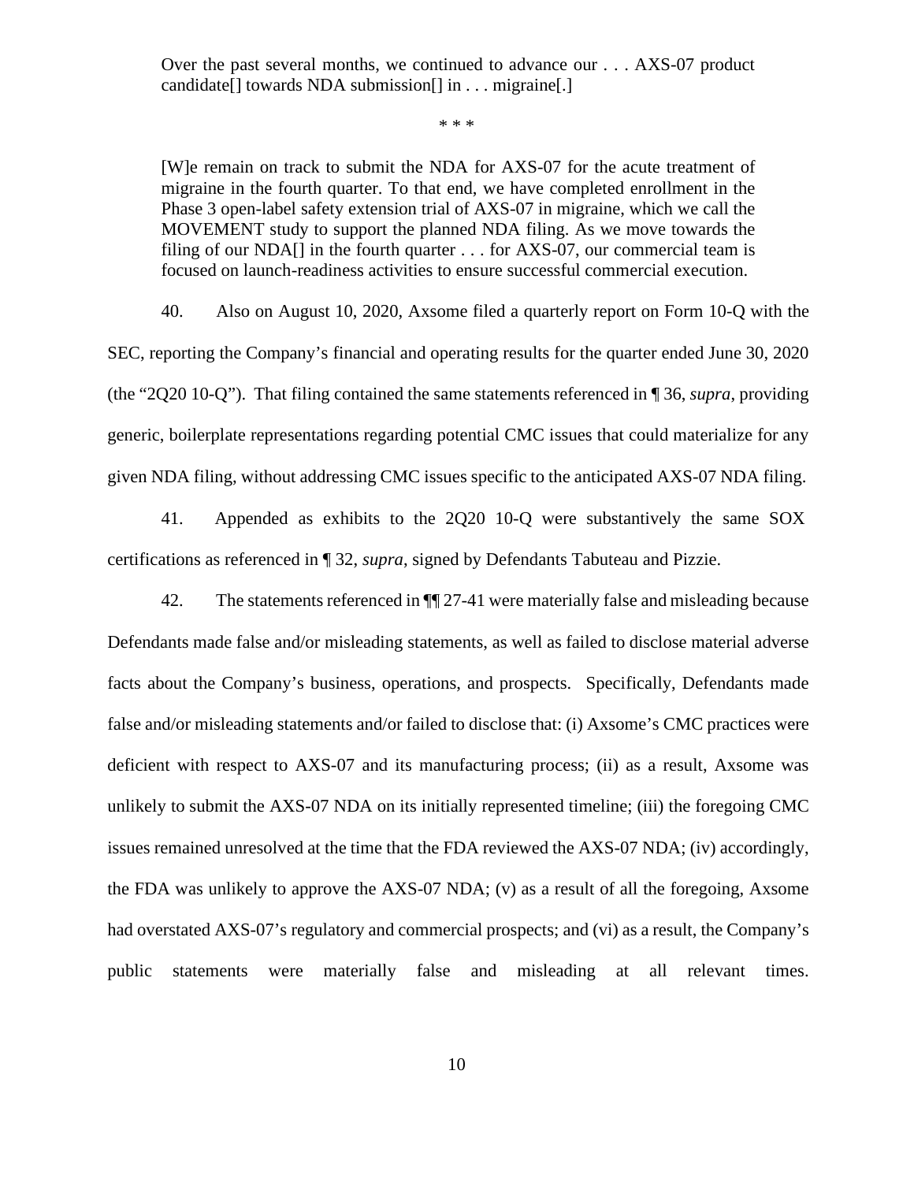> Over the past several months, we continued to advance our . . . AXS-07 product candidate[] towards NDA submission[] in . . . migraine[.]
>
> \* \* \*
>
> [W]e remain on track to submit the NDA for AXS-07 for the acute treatment of migraine in the fourth quarter. To that end, we have completed enrollment in the Phase 3 open-label safety extension trial of AXS-07 in migraine, which we call the MOVEMENT study to support the planned NDA filing. As we move towards the filing of our NDA[] in the fourth quarter . . . for AXS-07, our commercial team is focused on launch-readiness activities to ensure successful commercial execution.

40. Also on August 10, 2020, Axsome filed a quarterly report on Form 10-Q with the SEC, reporting the Company's financial and operating results for the quarter ended June 30, 2020 (the "2Q20 10-Q"). That filing contained the same statements referenced in ¶ 36, *supra*, providing generic, boilerplate representations regarding potential CMC issues that could materialize for any given NDA filing, without addressing CMC issues specific to the anticipated AXS-07 NDA filing.

41. Appended as exhibits to the 2Q20 10-Q were substantively the same SOX certifications as referenced in ¶ 32, *supra*, signed by Defendants Tabuteau and Pizzie.

42. The statements referenced in ¶¶ 27-41 were materially false and misleading because Defendants made false and/or misleading statements, as well as failed to disclose material adverse facts about the Company's business, operations, and prospects. Specifically, Defendants made false and/or misleading statements and/or failed to disclose that: (i) Axsome's CMC practices were deficient with respect to AXS-07 and its manufacturing process; (ii) as a result, Axsome was unlikely to submit the AXS-07 NDA on its initially represented timeline; (iii) the foregoing CMC issues remained unresolved at the time that the FDA reviewed the AXS-07 NDA; (iv) accordingly, the FDA was unlikely to approve the AXS-07 NDA; (v) as a result of all the foregoing, Axsome had overstated AXS-07's regulatory and commercial prospects; and (vi) as a result, the Company's public statements were materially false and misleading at all relevant times.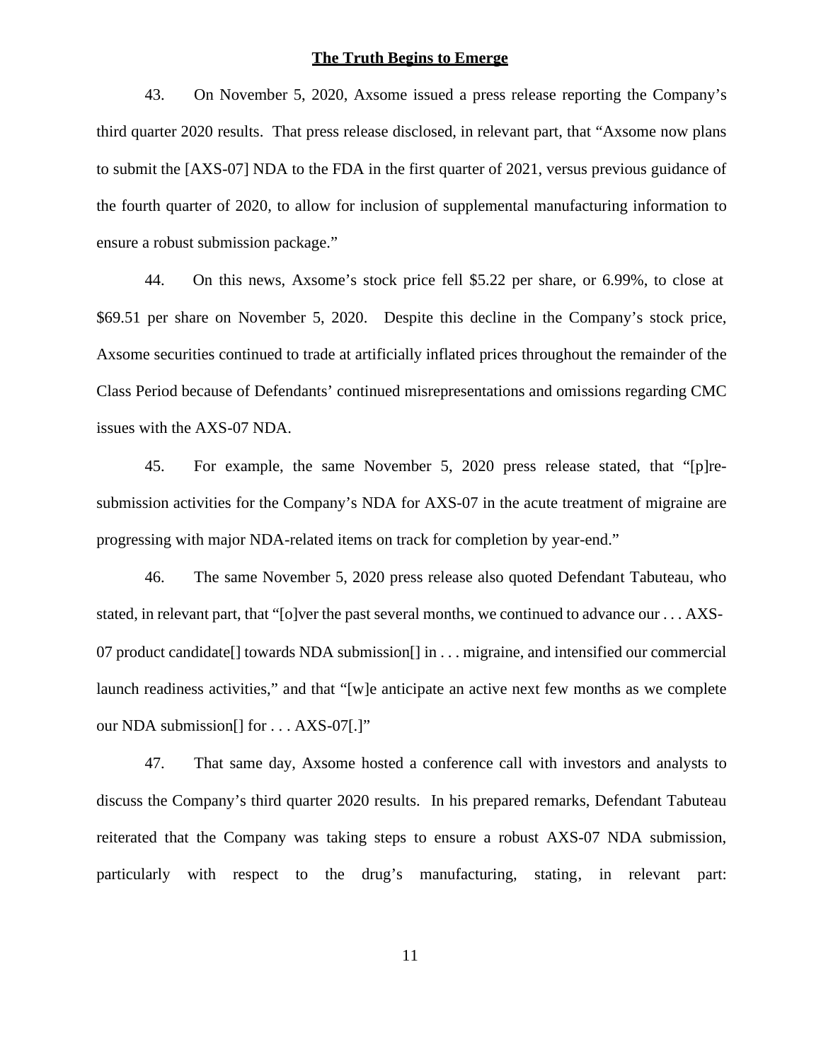## The Truth Begins to Emerge

43. On November 5, 2020, Axsome issued a press release reporting the Company's third quarter 2020 results. That press release disclosed, in relevant part, that "Axsome now plans to submit the [AXS-07] NDA to the FDA in the first quarter of 2021, versus previous guidance of the fourth quarter of 2020, to allow for inclusion of supplemental manufacturing information to ensure a robust submission package."

44. On this news, Axsome's stock price fell $5.22 per share, or 6.99%, to close at $69.51 per share on November 5, 2020. Despite this decline in the Company's stock price, Axsome securities continued to trade at artificially inflated prices throughout the remainder of the Class Period because of Defendants' continued misrepresentations and omissions regarding CMC issues with the AXS-07 NDA.

45. For example, the same November 5, 2020 press release stated, that "[p]re-submission activities for the Company's NDA for AXS-07 in the acute treatment of migraine are progressing with major NDA-related items on track for completion by year-end."

46. The same November 5, 2020 press release also quoted Defendant Tabuteau, who stated, in relevant part, that "[o]ver the past several months, we continued to advance our . . . AXS-07 product candidate[] towards NDA submission[] in . . . migraine, and intensified our commercial launch readiness activities," and that "[w]e anticipate an active next few months as we complete our NDA submission[] for . . . AXS-07[.]"

47. That same day, Axsome hosted a conference call with investors and analysts to discuss the Company's third quarter 2020 results. In his prepared remarks, Defendant Tabuteau reiterated that the Company was taking steps to ensure a robust AXS-07 NDA submission, particularly with respect to the drug's manufacturing, stating, in relevant part: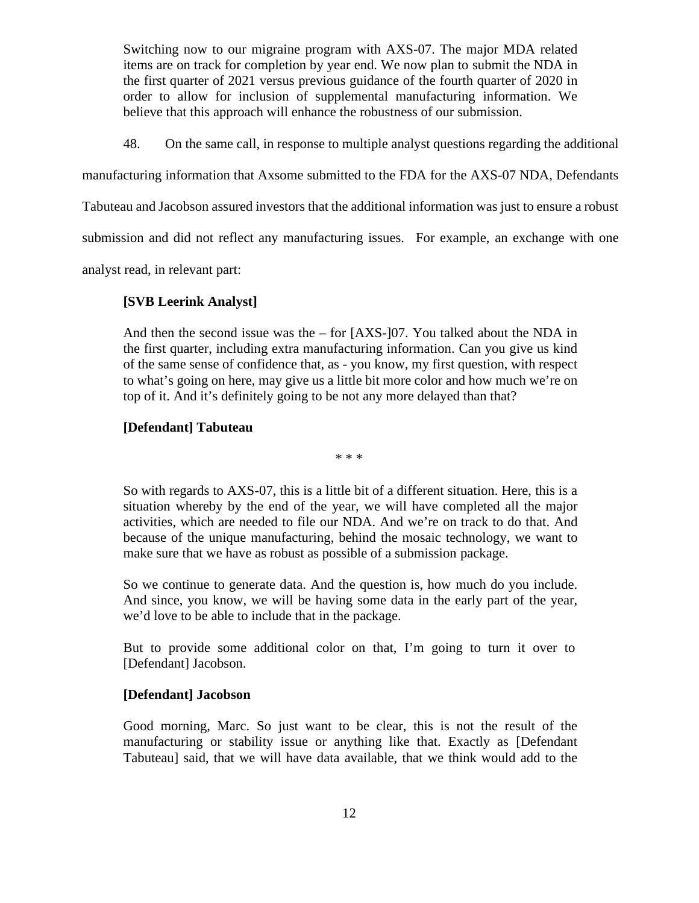> Switching now to our migraine program with AXS-07. The major MDA related items are on track for completion by year end. We now plan to submit the NDA in the first quarter of 2021 versus previous guidance of the fourth quarter of 2020 in order to allow for inclusion of supplemental manufacturing information. We believe that this approach will enhance the robustness of our submission.

48. On the same call, in response to multiple analyst questions regarding the additional manufacturing information that Axsome submitted to the FDA for the AXS-07 NDA, Defendants Tabuteau and Jacobson assured investors that the additional information was just to ensure a robust submission and did not reflect any manufacturing issues. For example, an exchange with one analyst read, in relevant part:

> **[SVB Leerink Analyst]**
>
> And then the second issue was the – for [AXS-]07. You talked about the NDA in the first quarter, including extra manufacturing information. Can you give us kind of the same sense of confidence that, as - you know, my first question, with respect to what's going on here, may give us a little bit more color and how much we're on top of it. And it's definitely going to be not any more delayed than that?
>
> **[Defendant] Tabuteau**
>
> \* \* \*
>
> So with regards to AXS-07, this is a little bit of a different situation. Here, this is a situation whereby by the end of the year, we will have completed all the major activities, which are needed to file our NDA. And we're on track to do that. And because of the unique manufacturing, behind the mosaic technology, we want to make sure that we have as robust as possible of a submission package.
>
> So we continue to generate data. And the question is, how much do you include. And since, you know, we will be having some data in the early part of the year, we'd love to be able to include that in the package.
>
> But to provide some additional color on that, I'm going to turn it over to [Defendant] Jacobson.
>
> **[Defendant] Jacobson**
>
> Good morning, Marc. So just want to be clear, this is not the result of the manufacturing or stability issue or anything like that. Exactly as [Defendant Tabuteau] said, that we will have data available, that we think would add to the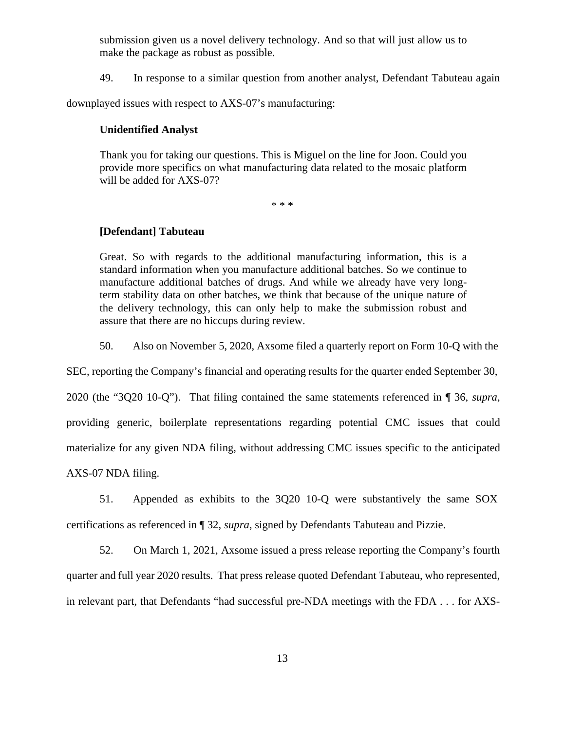submission given us a novel delivery technology. And so that will just allow us to make the package as robust as possible.

49. In response to a similar question from another analyst, Defendant Tabuteau again downplayed issues with respect to AXS-07's manufacturing:

> **Unidentified Analyst**
>
> Thank you for taking our questions. This is Miguel on the line for Joon. Could you provide more specifics on what manufacturing data related to the mosaic platform will be added for AXS-07?
>
> \* \* \*
>
> **[Defendant] Tabuteau**
>
> Great. So with regards to the additional manufacturing information, this is a standard information when you manufacture additional batches. So we continue to manufacture additional batches of drugs. And while we already have very long-term stability data on other batches, we think that because of the unique nature of the delivery technology, this can only help to make the submission robust and assure that there are no hiccups during review.

50. Also on November 5, 2020, Axsome filed a quarterly report on Form 10-Q with the SEC, reporting the Company's financial and operating results for the quarter ended September 30, 2020 (the "3Q20 10-Q"). That filing contained the same statements referenced in ¶ 36, *supra*, providing generic, boilerplate representations regarding potential CMC issues that could materialize for any given NDA filing, without addressing CMC issues specific to the anticipated AXS-07 NDA filing.

51. Appended as exhibits to the 3Q20 10-Q were substantively the same SOX certifications as referenced in ¶ 32, *supra*, signed by Defendants Tabuteau and Pizzie.

52. On March 1, 2021, Axsome issued a press release reporting the Company's fourth quarter and full year 2020 results. That press release quoted Defendant Tabuteau, who represented, in relevant part, that Defendants "had successful pre-NDA meetings with the FDA . . . for AXS-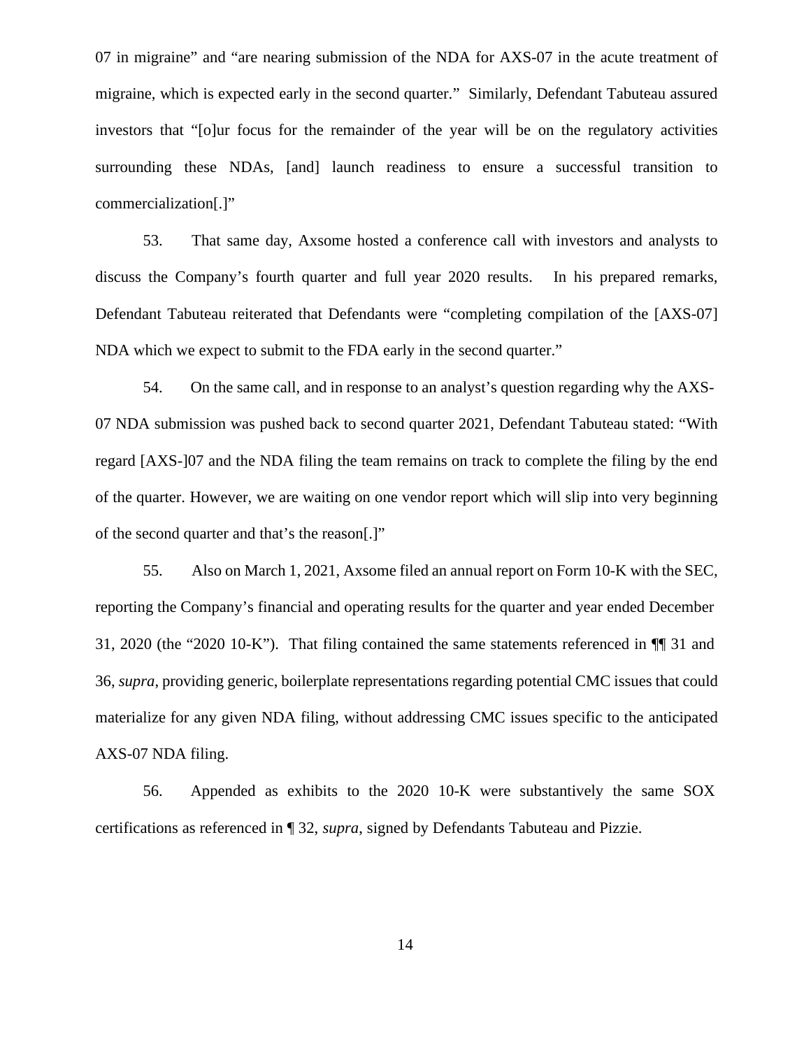07 in migraine" and "are nearing submission of the NDA for AXS-07 in the acute treatment of migraine, which is expected early in the second quarter." Similarly, Defendant Tabuteau assured investors that "[o]ur focus for the remainder of the year will be on the regulatory activities surrounding these NDAs, [and] launch readiness to ensure a successful transition to commercialization[.]"

53. That same day, Axsome hosted a conference call with investors and analysts to discuss the Company's fourth quarter and full year 2020 results. In his prepared remarks, Defendant Tabuteau reiterated that Defendants were "completing compilation of the [AXS-07] NDA which we expect to submit to the FDA early in the second quarter."

54. On the same call, and in response to an analyst's question regarding why the AXS-07 NDA submission was pushed back to second quarter 2021, Defendant Tabuteau stated: "With regard [AXS-]07 and the NDA filing the team remains on track to complete the filing by the end of the quarter. However, we are waiting on one vendor report which will slip into very beginning of the second quarter and that's the reason[.]"

55. Also on March 1, 2021, Axsome filed an annual report on Form 10-K with the SEC, reporting the Company's financial and operating results for the quarter and year ended December 31, 2020 (the "2020 10-K"). That filing contained the same statements referenced in ¶¶ 31 and 36, *supra*, providing generic, boilerplate representations regarding potential CMC issues that could materialize for any given NDA filing, without addressing CMC issues specific to the anticipated AXS-07 NDA filing.

56. Appended as exhibits to the 2020 10-K were substantively the same SOX certifications as referenced in ¶ 32, *supra*, signed by Defendants Tabuteau and Pizzie.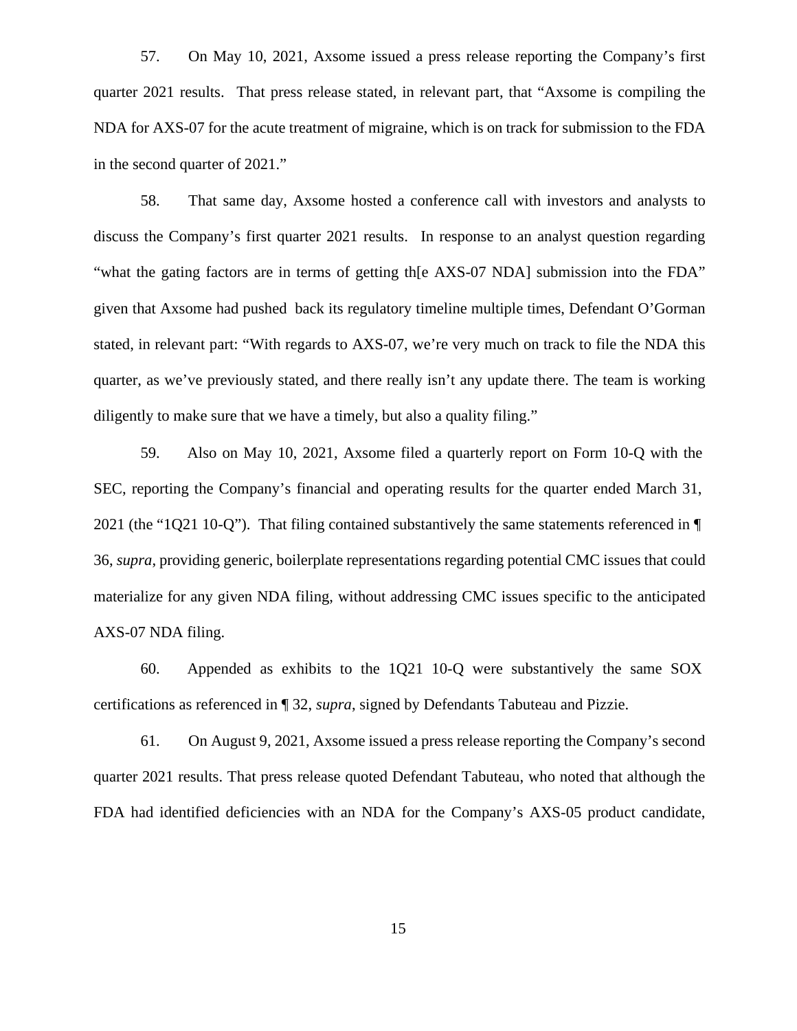57. On May 10, 2021, Axsome issued a press release reporting the Company's first quarter 2021 results. That press release stated, in relevant part, that "Axsome is compiling the NDA for AXS-07 for the acute treatment of migraine, which is on track for submission to the FDA in the second quarter of 2021."

58. That same day, Axsome hosted a conference call with investors and analysts to discuss the Company's first quarter 2021 results. In response to an analyst question regarding "what the gating factors are in terms of getting th[e AXS-07 NDA] submission into the FDA" given that Axsome had pushed back its regulatory timeline multiple times, Defendant O'Gorman stated, in relevant part: "With regards to AXS-07, we're very much on track to file the NDA this quarter, as we've previously stated, and there really isn't any update there. The team is working diligently to make sure that we have a timely, but also a quality filing."

59. Also on May 10, 2021, Axsome filed a quarterly report on Form 10-Q with the SEC, reporting the Company's financial and operating results for the quarter ended March 31, 2021 (the "1Q21 10-Q"). That filing contained substantively the same statements referenced in ¶ 36, *supra*, providing generic, boilerplate representations regarding potential CMC issues that could materialize for any given NDA filing, without addressing CMC issues specific to the anticipated AXS-07 NDA filing.

60. Appended as exhibits to the 1Q21 10-Q were substantively the same SOX certifications as referenced in ¶ 32, *supra*, signed by Defendants Tabuteau and Pizzie.

61. On August 9, 2021, Axsome issued a press release reporting the Company's second quarter 2021 results. That press release quoted Defendant Tabuteau, who noted that although the FDA had identified deficiencies with an NDA for the Company's AXS-05 product candidate,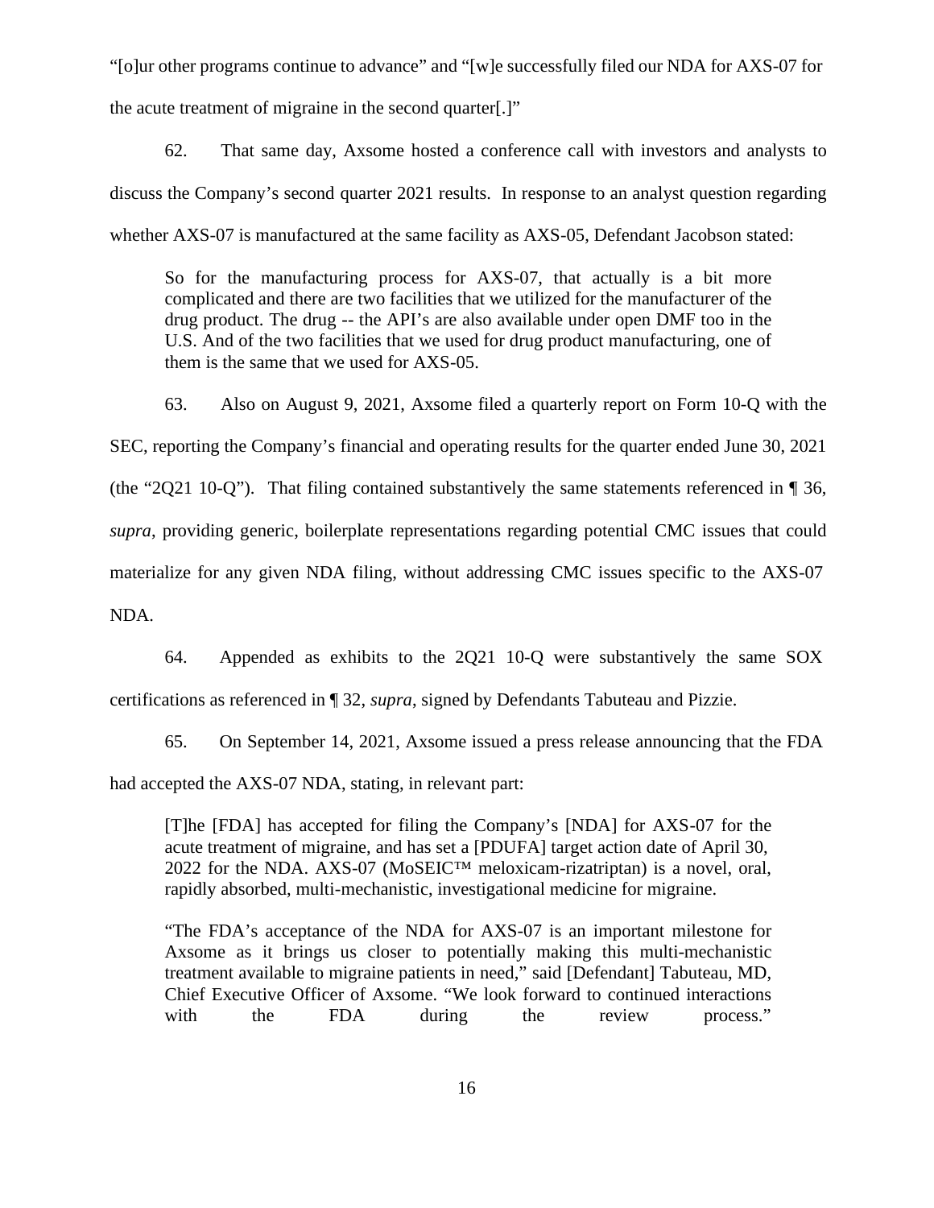"[o]ur other programs continue to advance" and "[w]e successfully filed our NDA for AXS-07 for the acute treatment of migraine in the second quarter[.]"

62. That same day, Axsome hosted a conference call with investors and analysts to discuss the Company's second quarter 2021 results. In response to an analyst question regarding whether AXS-07 is manufactured at the same facility as AXS-05, Defendant Jacobson stated:

> So for the manufacturing process for AXS-07, that actually is a bit more complicated and there are two facilities that we utilized for the manufacturer of the drug product. The drug -- the API's are also available under open DMF too in the U.S. And of the two facilities that we used for drug product manufacturing, one of them is the same that we used for AXS-05.

63. Also on August 9, 2021, Axsome filed a quarterly report on Form 10-Q with the SEC, reporting the Company's financial and operating results for the quarter ended June 30, 2021 (the "2Q21 10-Q"). That filing contained substantively the same statements referenced in ¶ 36, *supra*, providing generic, boilerplate representations regarding potential CMC issues that could materialize for any given NDA filing, without addressing CMC issues specific to the AXS-07 NDA.

64. Appended as exhibits to the 2Q21 10-Q were substantively the same SOX certifications as referenced in ¶ 32, *supra*, signed by Defendants Tabuteau and Pizzie.

65. On September 14, 2021, Axsome issued a press release announcing that the FDA had accepted the AXS-07 NDA, stating, in relevant part:

> [T]he [FDA] has accepted for filing the Company's [NDA] for AXS-07 for the acute treatment of migraine, and has set a [PDUFA] target action date of April 30, 2022 for the NDA. AXS-07 (MoSEIC™ meloxicam-rizatriptan) is a novel, oral, rapidly absorbed, multi-mechanistic, investigational medicine for migraine.
>
> "The FDA's acceptance of the NDA for AXS-07 is an important milestone for Axsome as it brings us closer to potentially making this multi-mechanistic treatment available to migraine patients in need," said [Defendant] Tabuteau, MD, Chief Executive Officer of Axsome. "We look forward to continued interactions with the FDA during the review process."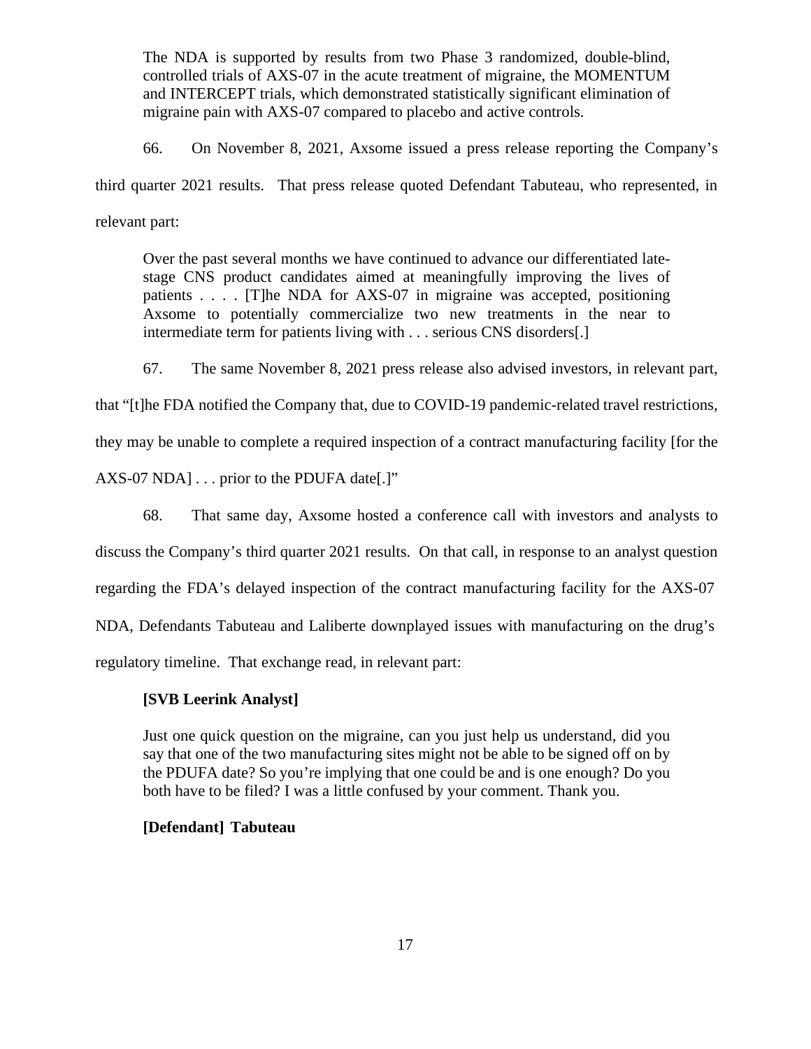> The NDA is supported by results from two Phase 3 randomized, double-blind, controlled trials of AXS-07 in the acute treatment of migraine, the MOMENTUM and INTERCEPT trials, which demonstrated statistically significant elimination of migraine pain with AXS-07 compared to placebo and active controls.

66. On November 8, 2021, Axsome issued a press release reporting the Company's third quarter 2021 results. That press release quoted Defendant Tabuteau, who represented, in relevant part:

> Over the past several months we have continued to advance our differentiated late-stage CNS product candidates aimed at meaningfully improving the lives of patients . . . . [T]he NDA for AXS-07 in migraine was accepted, positioning Axsome to potentially commercialize two new treatments in the near to intermediate term for patients living with . . . serious CNS disorders[.]

67. The same November 8, 2021 press release also advised investors, in relevant part, that "[t]he FDA notified the Company that, due to COVID-19 pandemic-related travel restrictions, they may be unable to complete a required inspection of a contract manufacturing facility [for the AXS-07 NDA] . . . prior to the PDUFA date[.]"

68. That same day, Axsome hosted a conference call with investors and analysts to discuss the Company's third quarter 2021 results. On that call, in response to an analyst question regarding the FDA's delayed inspection of the contract manufacturing facility for the AXS-07 NDA, Defendants Tabuteau and Laliberte downplayed issues with manufacturing on the drug's regulatory timeline. That exchange read, in relevant part:

> **[SVB Leerink Analyst]**
>
> Just one quick question on the migraine, can you just help us understand, did you say that one of the two manufacturing sites might not be able to be signed off on by the PDUFA date? So you're implying that one could be and is one enough? Do you both have to be filed? I was a little confused by your comment. Thank you.
>
> **[Defendant] Tabuteau**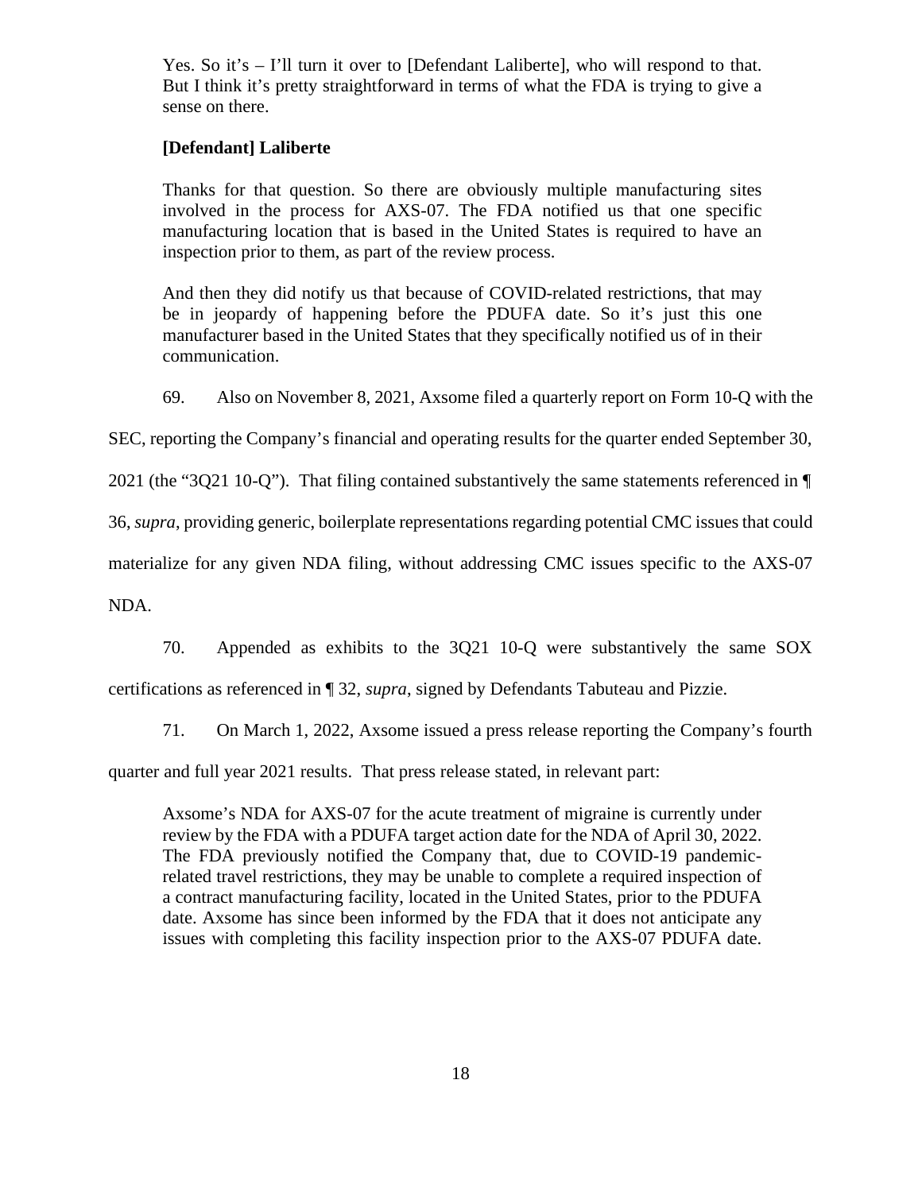> Yes. So it's – I'll turn it over to [Defendant Laliberte], who will respond to that. But I think it's pretty straightforward in terms of what the FDA is trying to give a sense on there.
>
> **[Defendant] Laliberte**
>
> Thanks for that question. So there are obviously multiple manufacturing sites involved in the process for AXS-07. The FDA notified us that one specific manufacturing location that is based in the United States is required to have an inspection prior to them, as part of the review process.
>
> And then they did notify us that because of COVID-related restrictions, that may be in jeopardy of happening before the PDUFA date. So it's just this one manufacturer based in the United States that they specifically notified us of in their communication.

69. Also on November 8, 2021, Axsome filed a quarterly report on Form 10-Q with the SEC, reporting the Company's financial and operating results for the quarter ended September 30, 2021 (the "3Q21 10-Q"). That filing contained substantively the same statements referenced in ¶ 36, *supra*, providing generic, boilerplate representations regarding potential CMC issues that could materialize for any given NDA filing, without addressing CMC issues specific to the AXS-07 NDA.

70. Appended as exhibits to the 3Q21 10-Q were substantively the same SOX certifications as referenced in ¶ 32, *supra*, signed by Defendants Tabuteau and Pizzie.

71. On March 1, 2022, Axsome issued a press release reporting the Company's fourth quarter and full year 2021 results. That press release stated, in relevant part:

> Axsome's NDA for AXS-07 for the acute treatment of migraine is currently under review by the FDA with a PDUFA target action date for the NDA of April 30, 2022. The FDA previously notified the Company that, due to COVID-19 pandemic-related travel restrictions, they may be unable to complete a required inspection of a contract manufacturing facility, located in the United States, prior to the PDUFA date. Axsome has since been informed by the FDA that it does not anticipate any issues with completing this facility inspection prior to the AXS-07 PDUFA date.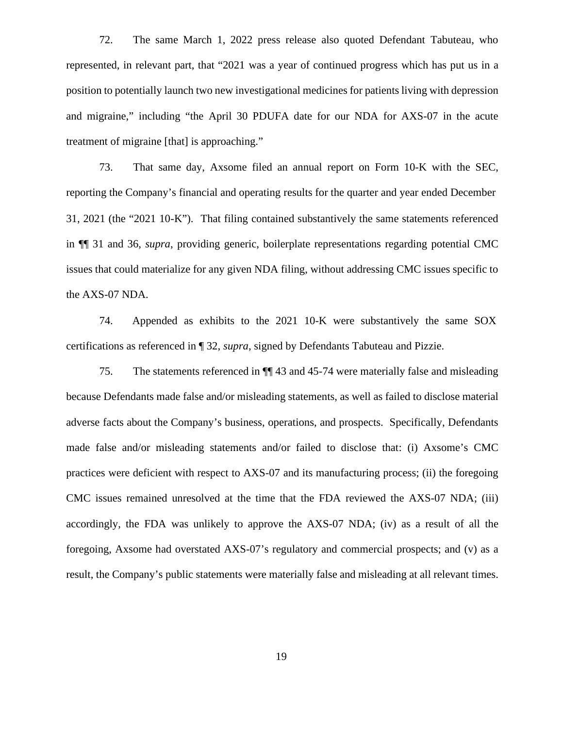72. The same March 1, 2022 press release also quoted Defendant Tabuteau, who represented, in relevant part, that "2021 was a year of continued progress which has put us in a position to potentially launch two new investigational medicines for patients living with depression and migraine," including "the April 30 PDUFA date for our NDA for AXS-07 in the acute treatment of migraine [that] is approaching."

73. That same day, Axsome filed an annual report on Form 10-K with the SEC, reporting the Company's financial and operating results for the quarter and year ended December 31, 2021 (the "2021 10-K"). That filing contained substantively the same statements referenced in ¶¶ 31 and 36, *supra*, providing generic, boilerplate representations regarding potential CMC issues that could materialize for any given NDA filing, without addressing CMC issues specific to the AXS-07 NDA.

74. Appended as exhibits to the 2021 10-K were substantively the same SOX certifications as referenced in ¶ 32, *supra*, signed by Defendants Tabuteau and Pizzie.

75. The statements referenced in ¶¶ 43 and 45-74 were materially false and misleading because Defendants made false and/or misleading statements, as well as failed to disclose material adverse facts about the Company's business, operations, and prospects. Specifically, Defendants made false and/or misleading statements and/or failed to disclose that: (i) Axsome's CMC practices were deficient with respect to AXS-07 and its manufacturing process; (ii) the foregoing CMC issues remained unresolved at the time that the FDA reviewed the AXS-07 NDA; (iii) accordingly, the FDA was unlikely to approve the AXS-07 NDA; (iv) as a result of all the foregoing, Axsome had overstated AXS-07's regulatory and commercial prospects; and (v) as a result, the Company's public statements were materially false and misleading at all relevant times.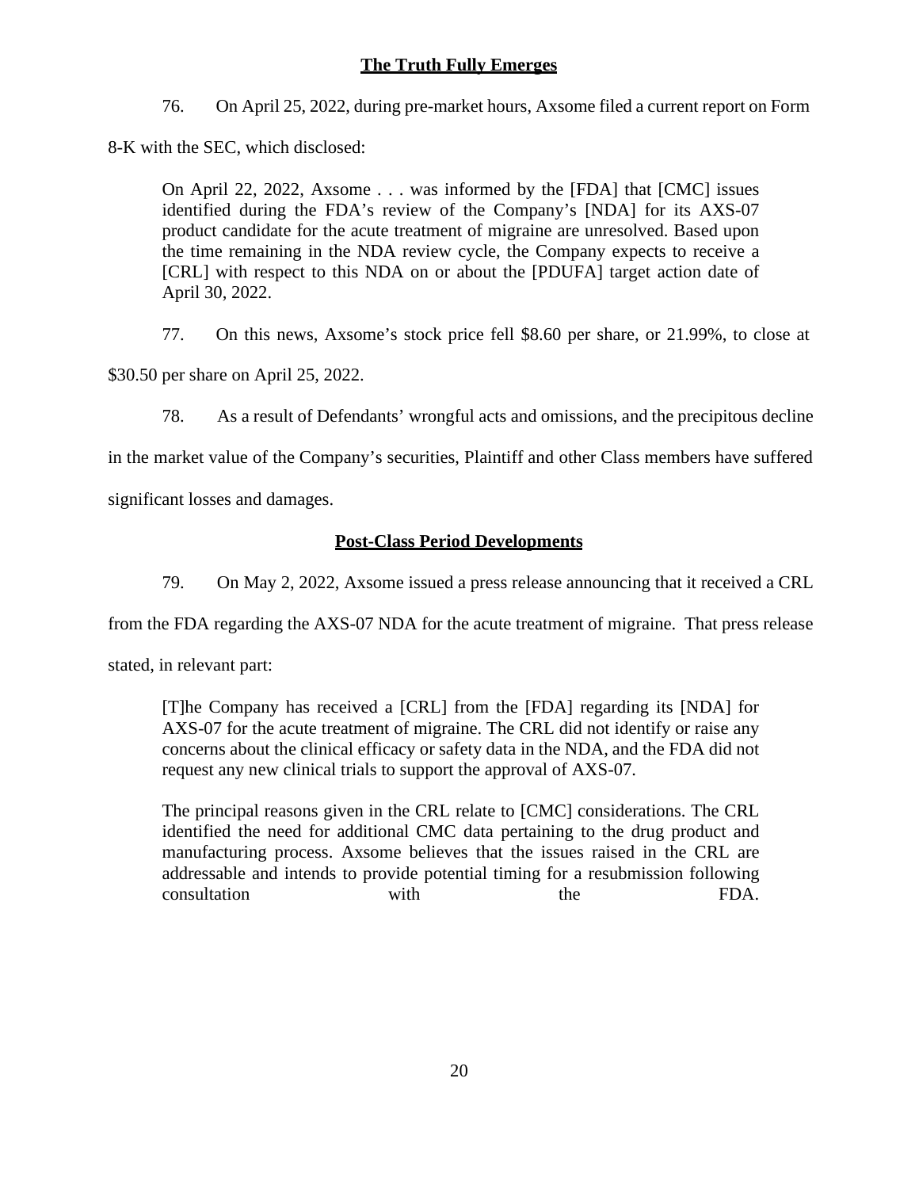## The Truth Fully Emerges

76. On April 25, 2022, during pre-market hours, Axsome filed a current report on Form 8-K with the SEC, which disclosed:

> On April 22, 2022, Axsome . . . was informed by the [FDA] that [CMC] issues identified during the FDA's review of the Company's [NDA] for its AXS-07 product candidate for the acute treatment of migraine are unresolved. Based upon the time remaining in the NDA review cycle, the Company expects to receive a [CRL] with respect to this NDA on or about the [PDUFA] target action date of April 30, 2022.

77. On this news, Axsome's stock price fell $8.60 per share, or 21.99%, to close at $30.50 per share on April 25, 2022.

78. As a result of Defendants' wrongful acts and omissions, and the precipitous decline in the market value of the Company's securities, Plaintiff and other Class members have suffered significant losses and damages.

## Post-Class Period Developments

79. On May 2, 2022, Axsome issued a press release announcing that it received a CRL from the FDA regarding the AXS-07 NDA for the acute treatment of migraine. That press release stated, in relevant part:

> [T]he Company has received a [CRL] from the [FDA] regarding its [NDA] for AXS-07 for the acute treatment of migraine. The CRL did not identify or raise any concerns about the clinical efficacy or safety data in the NDA, and the FDA did not request any new clinical trials to support the approval of AXS-07.
>
> The principal reasons given in the CRL relate to [CMC] considerations. The CRL identified the need for additional CMC data pertaining to the drug product and manufacturing process. Axsome believes that the issues raised in the CRL are addressable and intends to provide potential timing for a resubmission following consultation with the FDA.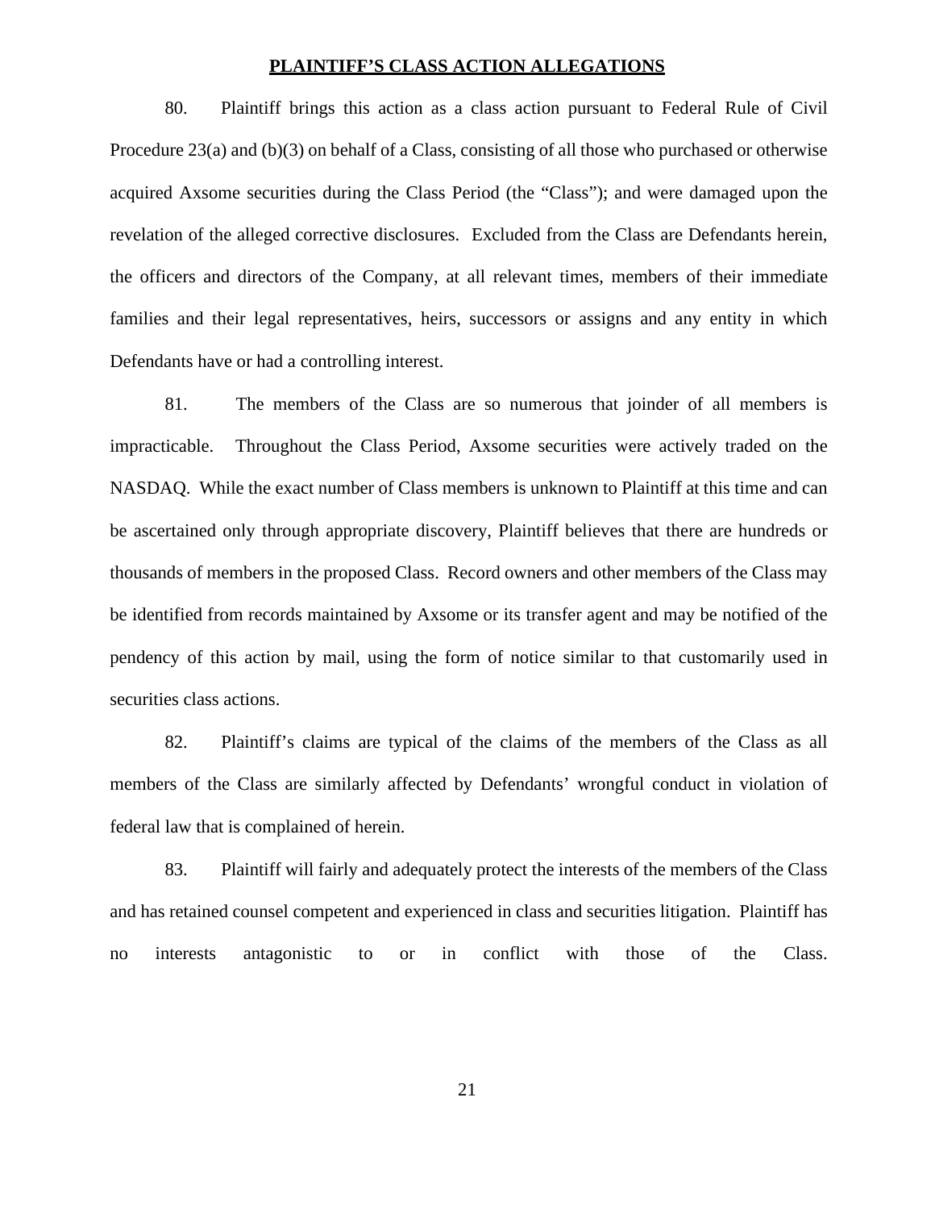**PLAINTIFF'S CLASS ACTION ALLEGATIONS**

80. Plaintiff brings this action as a class action pursuant to Federal Rule of Civil Procedure 23(a) and (b)(3) on behalf of a Class, consisting of all those who purchased or otherwise acquired Axsome securities during the Class Period (the "Class"); and were damaged upon the revelation of the alleged corrective disclosures. Excluded from the Class are Defendants herein, the officers and directors of the Company, at all relevant times, members of their immediate families and their legal representatives, heirs, successors or assigns and any entity in which Defendants have or had a controlling interest.

81. The members of the Class are so numerous that joinder of all members is impracticable. Throughout the Class Period, Axsome securities were actively traded on the NASDAQ. While the exact number of Class members is unknown to Plaintiff at this time and can be ascertained only through appropriate discovery, Plaintiff believes that there are hundreds or thousands of members in the proposed Class. Record owners and other members of the Class may be identified from records maintained by Axsome or its transfer agent and may be notified of the pendency of this action by mail, using the form of notice similar to that customarily used in securities class actions.

82. Plaintiff's claims are typical of the claims of the members of the Class as all members of the Class are similarly affected by Defendants' wrongful conduct in violation of federal law that is complained of herein.

83. Plaintiff will fairly and adequately protect the interests of the members of the Class and has retained counsel competent and experienced in class and securities litigation. Plaintiff has no interests antagonistic to or in conflict with those of the Class.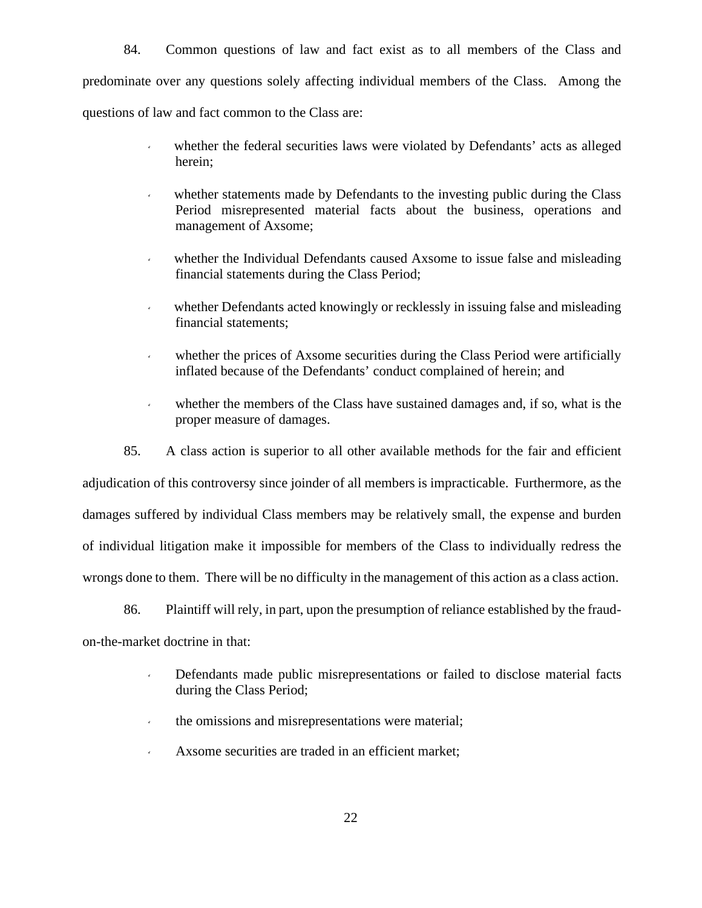84. Common questions of law and fact exist as to all members of the Class and predominate over any questions solely affecting individual members of the Class. Among the questions of law and fact common to the Class are:

- whether the federal securities laws were violated by Defendants' acts as alleged herein;
- whether statements made by Defendants to the investing public during the Class Period misrepresented material facts about the business, operations and management of Axsome;
- whether the Individual Defendants caused Axsome to issue false and misleading financial statements during the Class Period;
- whether Defendants acted knowingly or recklessly in issuing false and misleading financial statements;
- whether the prices of Axsome securities during the Class Period were artificially inflated because of the Defendants' conduct complained of herein; and
- whether the members of the Class have sustained damages and, if so, what is the proper measure of damages.

85. A class action is superior to all other available methods for the fair and efficient adjudication of this controversy since joinder of all members is impracticable. Furthermore, as the damages suffered by individual Class members may be relatively small, the expense and burden of individual litigation make it impossible for members of the Class to individually redress the wrongs done to them. There will be no difficulty in the management of this action as a class action.

86. Plaintiff will rely, in part, upon the presumption of reliance established by the fraud-on-the-market doctrine in that:

- Defendants made public misrepresentations or failed to disclose material facts during the Class Period;
- the omissions and misrepresentations were material;
- Axsome securities are traded in an efficient market;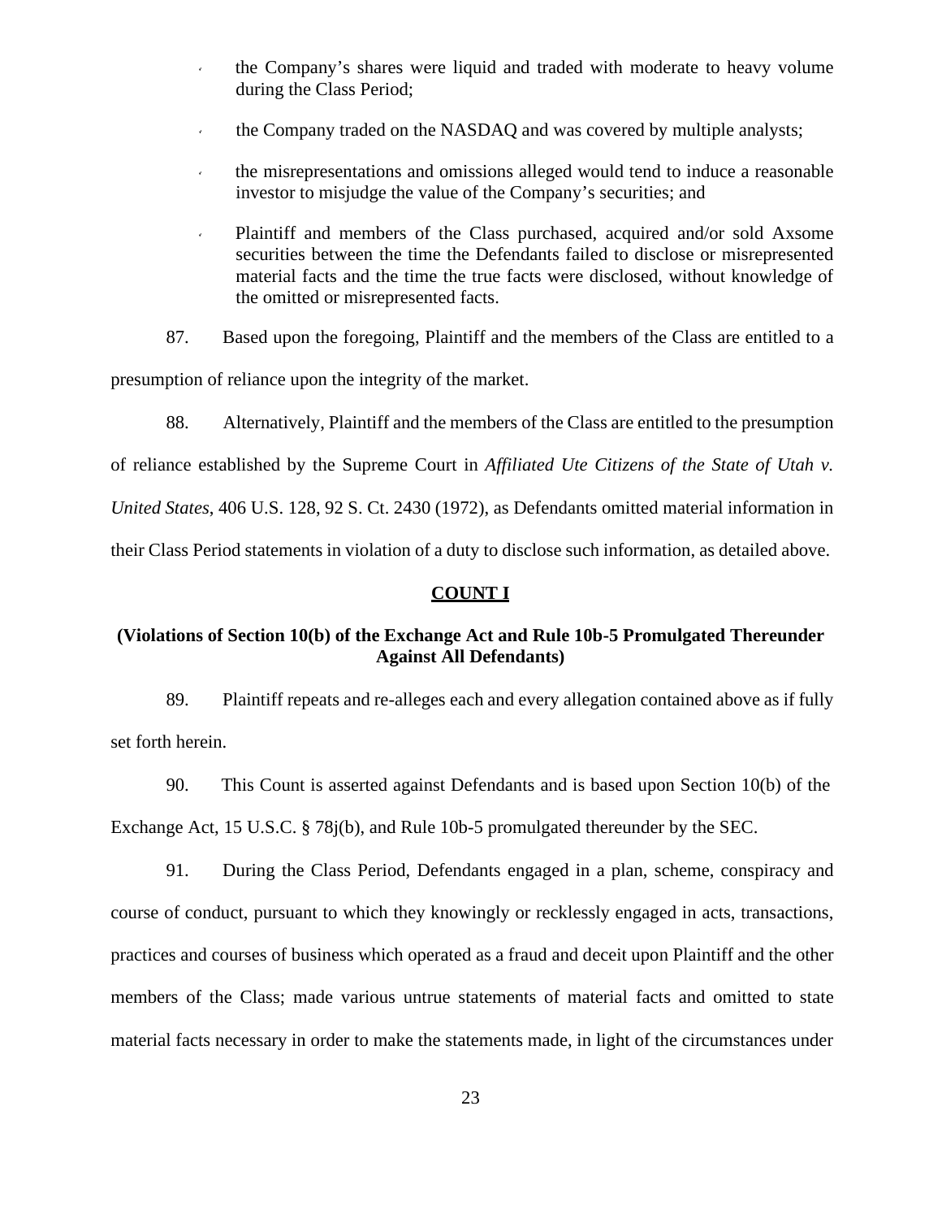- the Company's shares were liquid and traded with moderate to heavy volume during the Class Period;
- the Company traded on the NASDAQ and was covered by multiple analysts;
- the misrepresentations and omissions alleged would tend to induce a reasonable investor to misjudge the value of the Company's securities; and
- Plaintiff and members of the Class purchased, acquired and/or sold Axsome securities between the time the Defendants failed to disclose or misrepresented material facts and the time the true facts were disclosed, without knowledge of the omitted or misrepresented facts.

87. Based upon the foregoing, Plaintiff and the members of the Class are entitled to a presumption of reliance upon the integrity of the market.

88. Alternatively, Plaintiff and the members of the Class are entitled to the presumption of reliance established by the Supreme Court in *Affiliated Ute Citizens of the State of Utah v. United States*, 406 U.S. 128, 92 S. Ct. 2430 (1972), as Defendants omitted material information in their Class Period statements in violation of a duty to disclose such information, as detailed above.

**COUNT I**

**(Violations of Section 10(b) of the Exchange Act and Rule 10b-5 Promulgated Thereunder Against All Defendants)**

89. Plaintiff repeats and re-alleges each and every allegation contained above as if fully set forth herein.

90. This Count is asserted against Defendants and is based upon Section 10(b) of the Exchange Act, 15 U.S.C. § 78j(b), and Rule 10b-5 promulgated thereunder by the SEC.

91. During the Class Period, Defendants engaged in a plan, scheme, conspiracy and course of conduct, pursuant to which they knowingly or recklessly engaged in acts, transactions, practices and courses of business which operated as a fraud and deceit upon Plaintiff and the other members of the Class; made various untrue statements of material facts and omitted to state material facts necessary in order to make the statements made, in light of the circumstances under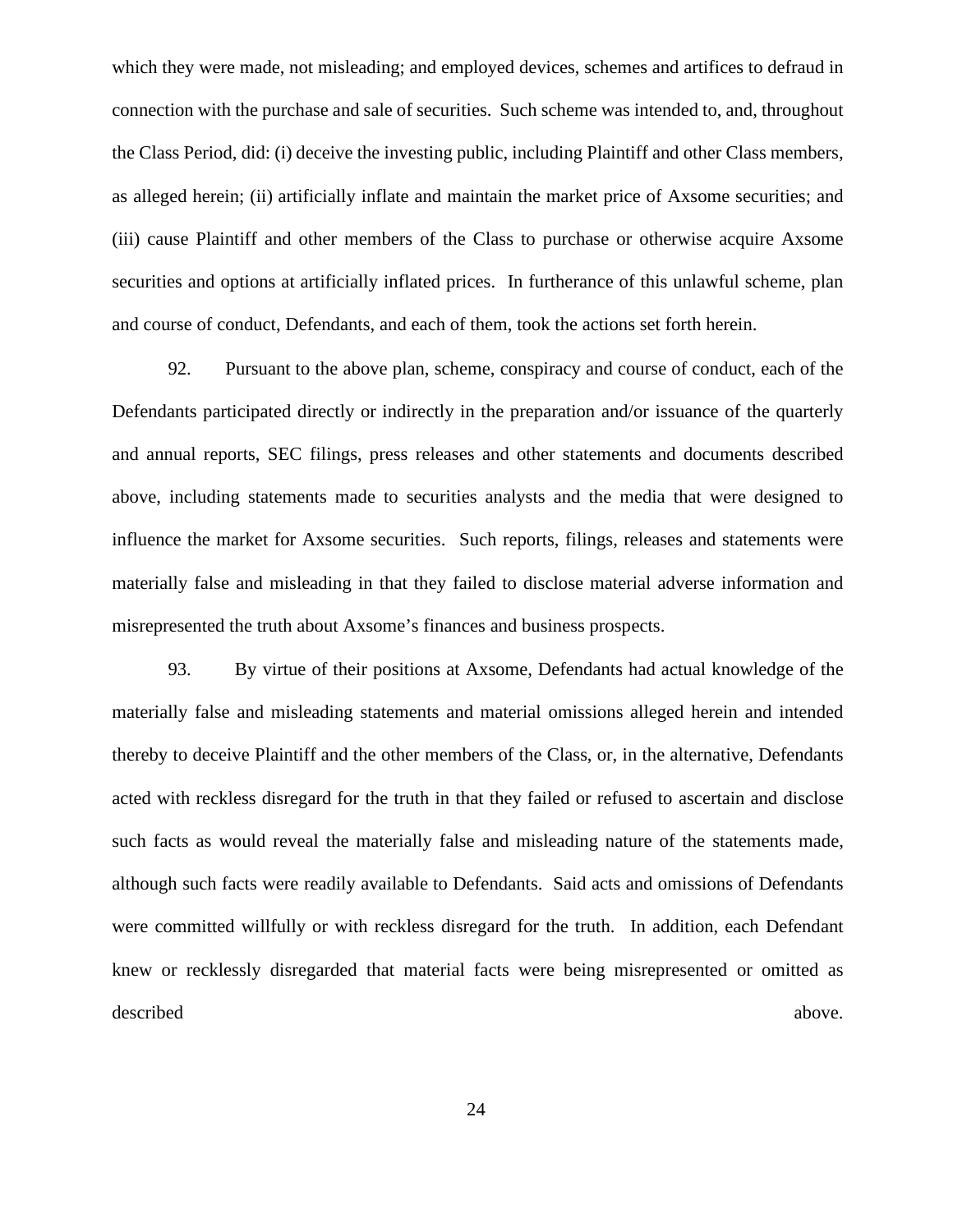which they were made, not misleading; and employed devices, schemes and artifices to defraud in connection with the purchase and sale of securities. Such scheme was intended to, and, throughout the Class Period, did: (i) deceive the investing public, including Plaintiff and other Class members, as alleged herein; (ii) artificially inflate and maintain the market price of Axsome securities; and (iii) cause Plaintiff and other members of the Class to purchase or otherwise acquire Axsome securities and options at artificially inflated prices. In furtherance of this unlawful scheme, plan and course of conduct, Defendants, and each of them, took the actions set forth herein.

92. Pursuant to the above plan, scheme, conspiracy and course of conduct, each of the Defendants participated directly or indirectly in the preparation and/or issuance of the quarterly and annual reports, SEC filings, press releases and other statements and documents described above, including statements made to securities analysts and the media that were designed to influence the market for Axsome securities. Such reports, filings, releases and statements were materially false and misleading in that they failed to disclose material adverse information and misrepresented the truth about Axsome's finances and business prospects.

93. By virtue of their positions at Axsome, Defendants had actual knowledge of the materially false and misleading statements and material omissions alleged herein and intended thereby to deceive Plaintiff and the other members of the Class, or, in the alternative, Defendants acted with reckless disregard for the truth in that they failed or refused to ascertain and disclose such facts as would reveal the materially false and misleading nature of the statements made, although such facts were readily available to Defendants. Said acts and omissions of Defendants were committed willfully or with reckless disregard for the truth. In addition, each Defendant knew or recklessly disregarded that material facts were being misrepresented or omitted as described above.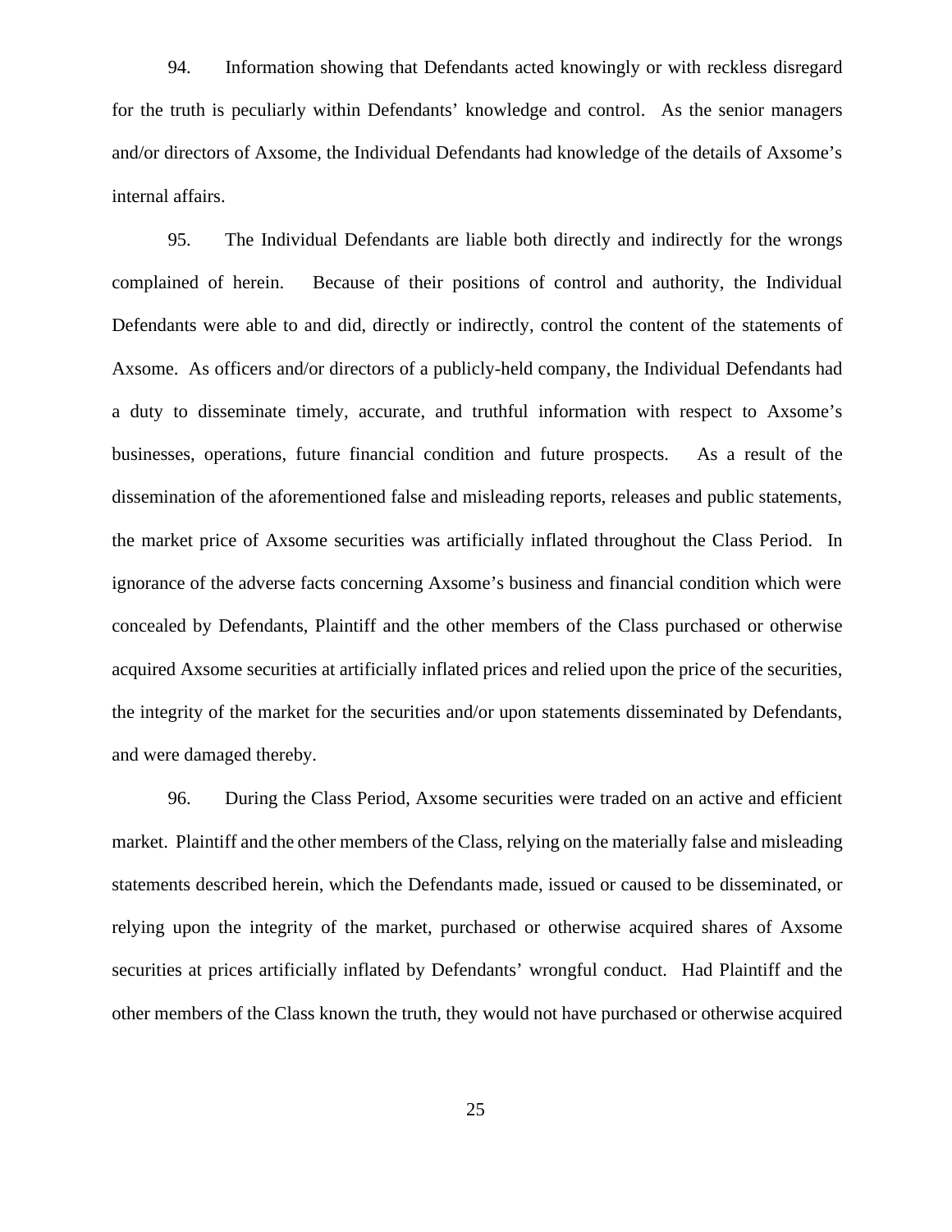94. Information showing that Defendants acted knowingly or with reckless disregard for the truth is peculiarly within Defendants' knowledge and control. As the senior managers and/or directors of Axsome, the Individual Defendants had knowledge of the details of Axsome's internal affairs.

95. The Individual Defendants are liable both directly and indirectly for the wrongs complained of herein. Because of their positions of control and authority, the Individual Defendants were able to and did, directly or indirectly, control the content of the statements of Axsome. As officers and/or directors of a publicly-held company, the Individual Defendants had a duty to disseminate timely, accurate, and truthful information with respect to Axsome's businesses, operations, future financial condition and future prospects. As a result of the dissemination of the aforementioned false and misleading reports, releases and public statements, the market price of Axsome securities was artificially inflated throughout the Class Period. In ignorance of the adverse facts concerning Axsome's business and financial condition which were concealed by Defendants, Plaintiff and the other members of the Class purchased or otherwise acquired Axsome securities at artificially inflated prices and relied upon the price of the securities, the integrity of the market for the securities and/or upon statements disseminated by Defendants, and were damaged thereby.

96. During the Class Period, Axsome securities were traded on an active and efficient market. Plaintiff and the other members of the Class, relying on the materially false and misleading statements described herein, which the Defendants made, issued or caused to be disseminated, or relying upon the integrity of the market, purchased or otherwise acquired shares of Axsome securities at prices artificially inflated by Defendants' wrongful conduct. Had Plaintiff and the other members of the Class known the truth, they would not have purchased or otherwise acquired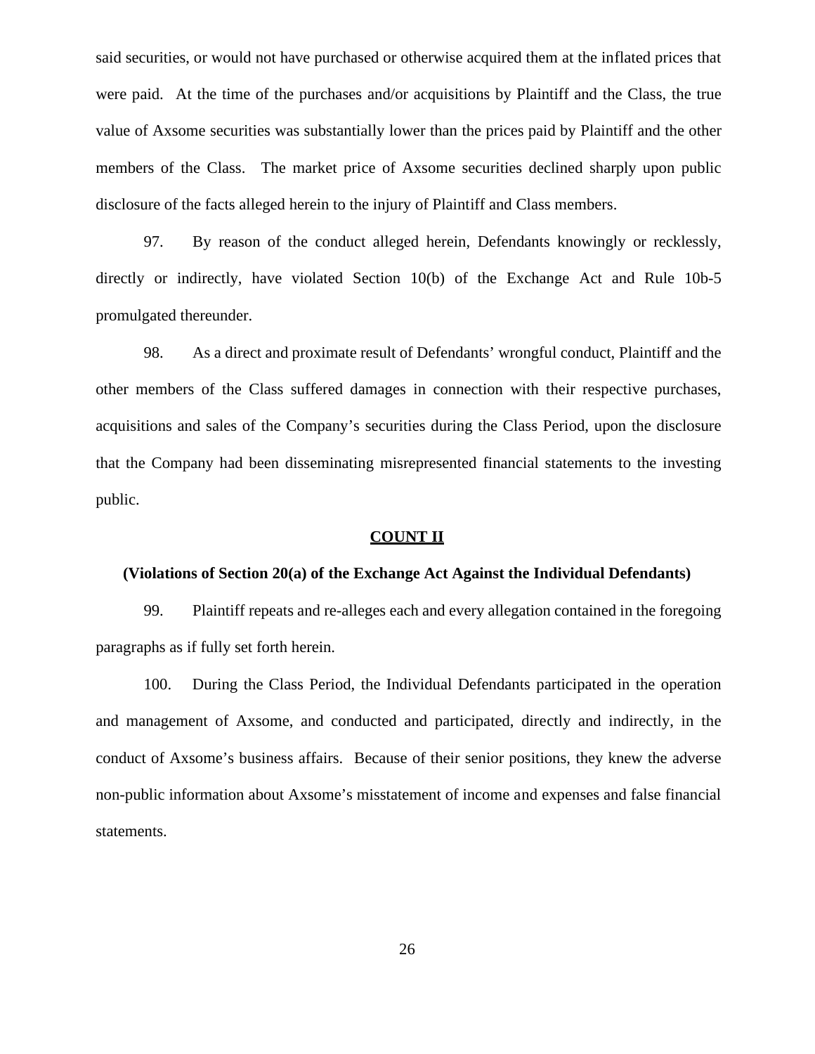said securities, or would not have purchased or otherwise acquired them at the inflated prices that were paid. At the time of the purchases and/or acquisitions by Plaintiff and the Class, the true value of Axsome securities was substantially lower than the prices paid by Plaintiff and the other members of the Class. The market price of Axsome securities declined sharply upon public disclosure of the facts alleged herein to the injury of Plaintiff and Class members.

97. By reason of the conduct alleged herein, Defendants knowingly or recklessly, directly or indirectly, have violated Section 10(b) of the Exchange Act and Rule 10b-5 promulgated thereunder.

98. As a direct and proximate result of Defendants' wrongful conduct, Plaintiff and the other members of the Class suffered damages in connection with their respective purchases, acquisitions and sales of the Company's securities during the Class Period, upon the disclosure that the Company had been disseminating misrepresented financial statements to the investing public.

## COUNT II

**(Violations of Section 20(a) of the Exchange Act Against the Individual Defendants)**

99. Plaintiff repeats and re-alleges each and every allegation contained in the foregoing paragraphs as if fully set forth herein.

100. During the Class Period, the Individual Defendants participated in the operation and management of Axsome, and conducted and participated, directly and indirectly, in the conduct of Axsome's business affairs. Because of their senior positions, they knew the adverse non-public information about Axsome's misstatement of income and expenses and false financial statements.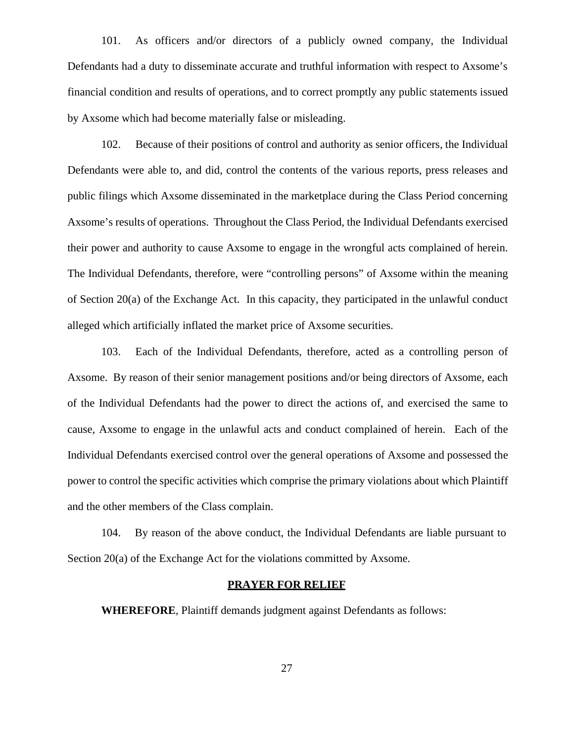101. As officers and/or directors of a publicly owned company, the Individual Defendants had a duty to disseminate accurate and truthful information with respect to Axsome's financial condition and results of operations, and to correct promptly any public statements issued by Axsome which had become materially false or misleading.

102. Because of their positions of control and authority as senior officers, the Individual Defendants were able to, and did, control the contents of the various reports, press releases and public filings which Axsome disseminated in the marketplace during the Class Period concerning Axsome's results of operations. Throughout the Class Period, the Individual Defendants exercised their power and authority to cause Axsome to engage in the wrongful acts complained of herein. The Individual Defendants, therefore, were "controlling persons" of Axsome within the meaning of Section 20(a) of the Exchange Act. In this capacity, they participated in the unlawful conduct alleged which artificially inflated the market price of Axsome securities.

103. Each of the Individual Defendants, therefore, acted as a controlling person of Axsome. By reason of their senior management positions and/or being directors of Axsome, each of the Individual Defendants had the power to direct the actions of, and exercised the same to cause, Axsome to engage in the unlawful acts and conduct complained of herein. Each of the Individual Defendants exercised control over the general operations of Axsome and possessed the power to control the specific activities which comprise the primary violations about which Plaintiff and the other members of the Class complain.

104. By reason of the above conduct, the Individual Defendants are liable pursuant to Section 20(a) of the Exchange Act for the violations committed by Axsome.

## PRAYER FOR RELIEF

**WHEREFORE**, Plaintiff demands judgment against Defendants as follows: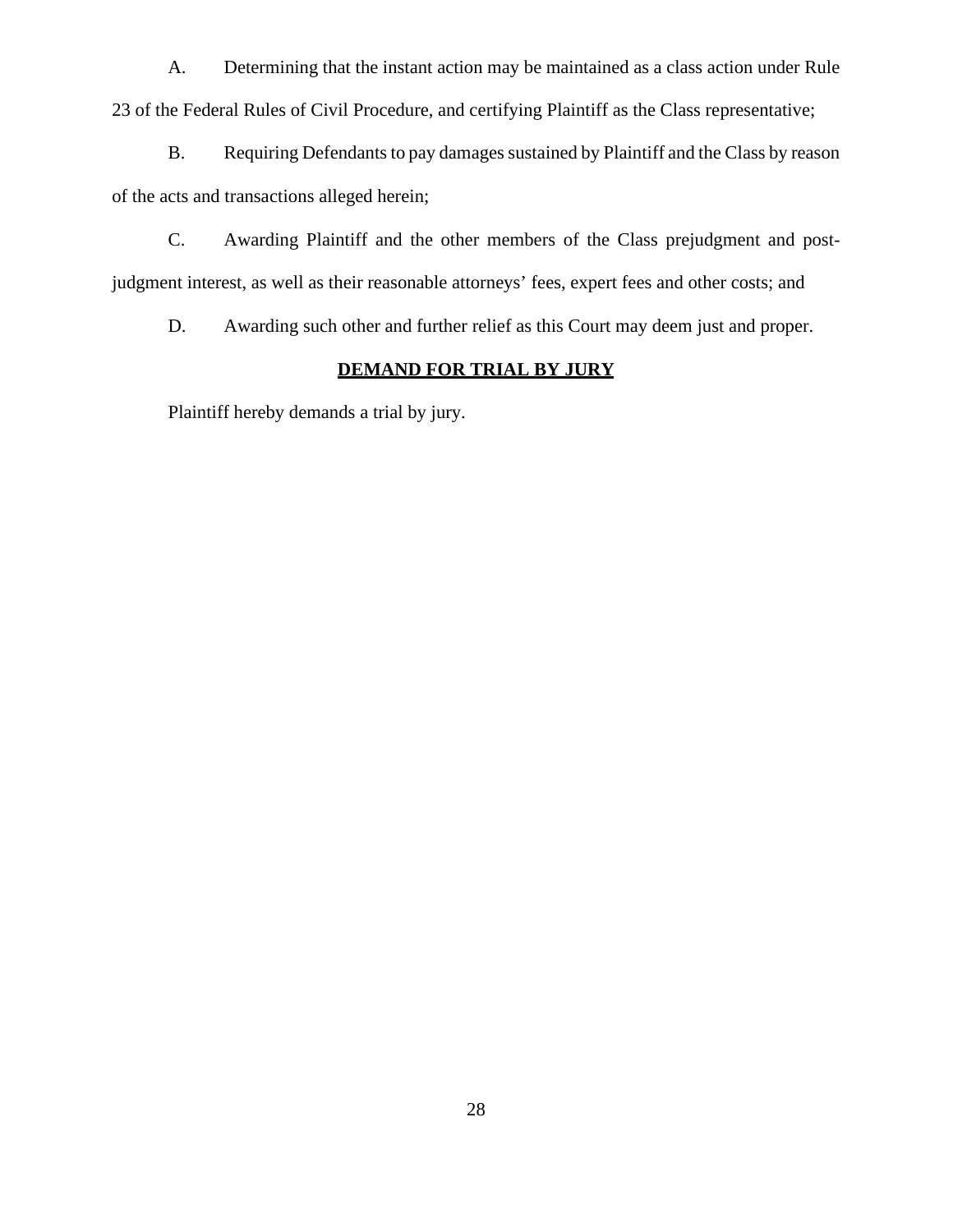A. Determining that the instant action may be maintained as a class action under Rule 23 of the Federal Rules of Civil Procedure, and certifying Plaintiff as the Class representative;

B. Requiring Defendants to pay damages sustained by Plaintiff and the Class by reason of the acts and transactions alleged herein;

C. Awarding Plaintiff and the other members of the Class prejudgment and post-judgment interest, as well as their reasonable attorneys' fees, expert fees and other costs; and

D. Awarding such other and further relief as this Court may deem just and proper.

**DEMAND FOR TRIAL BY JURY**

Plaintiff hereby demands a trial by jury.